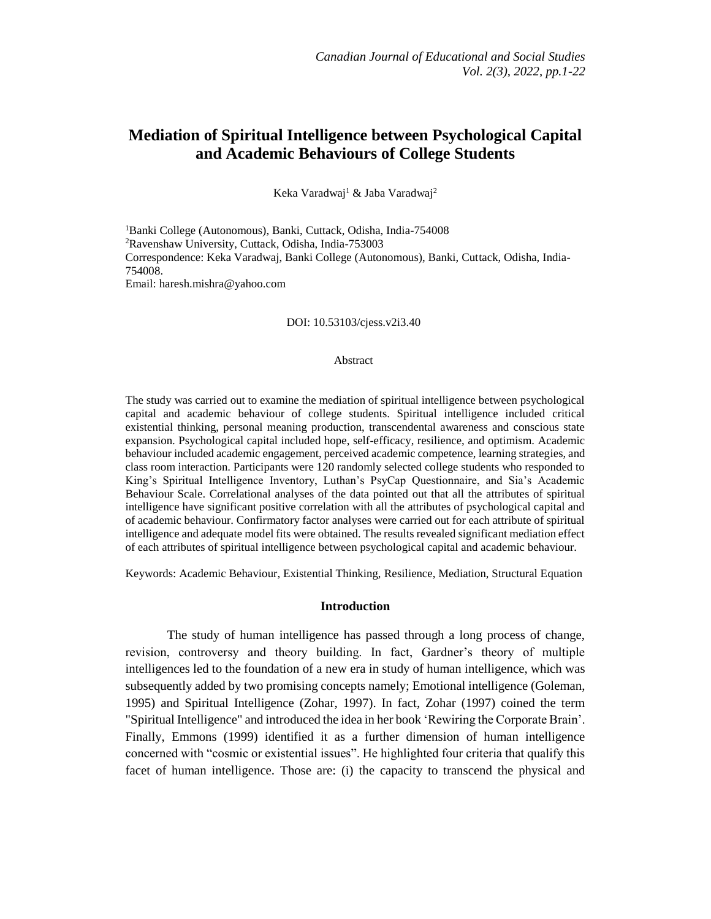# Mediation of Spiritual Intelligence between Psychological Capital and Academic Behaviours of College Students

Keka Varadwaj[1] & Jaba Varadwaj[2]

[1]Banki College (Autonomous), Banki, Cuttack, Odisha, India-754008
[2]Ravenshaw University, Cuttack, Odisha, India-753003
Correspondence: Keka Varadwaj, Banki College (Autonomous), Banki, Cuttack, Odisha, India-754008.
Email: haresh.mishra@yahoo.com

DOI: 10.53103/cjess.v2i3.40

## Abstract

The study was carried out to examine the mediation of spiritual intelligence between psychological capital and academic behaviour of college students. Spiritual intelligence included critical existential thinking, personal meaning production, transcendental awareness and conscious state expansion. Psychological capital included hope, self-efficacy, resilience, and optimism. Academic behaviour included academic engagement, perceived academic competence, learning strategies, and class room interaction. Participants were 120 randomly selected college students who responded to King's Spiritual Intelligence Inventory, Luthan's PsyCap Questionnaire, and Sia's Academic Behaviour Scale. Correlational analyses of the data pointed out that all the attributes of spiritual intelligence have significant positive correlation with all the attributes of psychological capital and of academic behaviour. Confirmatory factor analyses were carried out for each attribute of spiritual intelligence and adequate model fits were obtained. The results revealed significant mediation effect of each attributes of spiritual intelligence between psychological capital and academic behaviour.

Keywords: Academic Behaviour, Existential Thinking, Resilience, Mediation, Structural Equation

## Introduction

The study of human intelligence has passed through a long process of change, revision, controversy and theory building. In fact, Gardner's theory of multiple intelligences led to the foundation of a new era in study of human intelligence, which was subsequently added by two promising concepts namely; Emotional intelligence (Goleman, 1995) and Spiritual Intelligence (Zohar, 1997). In fact, Zohar (1997) coined the term "Spiritual Intelligence" and introduced the idea in her book 'Rewiring the Corporate Brain'. Finally, Emmons (1999) identified it as a further dimension of human intelligence concerned with "cosmic or existential issues". He highlighted four criteria that qualify this facet of human intelligence. Those are: (i) the capacity to transcend the physical and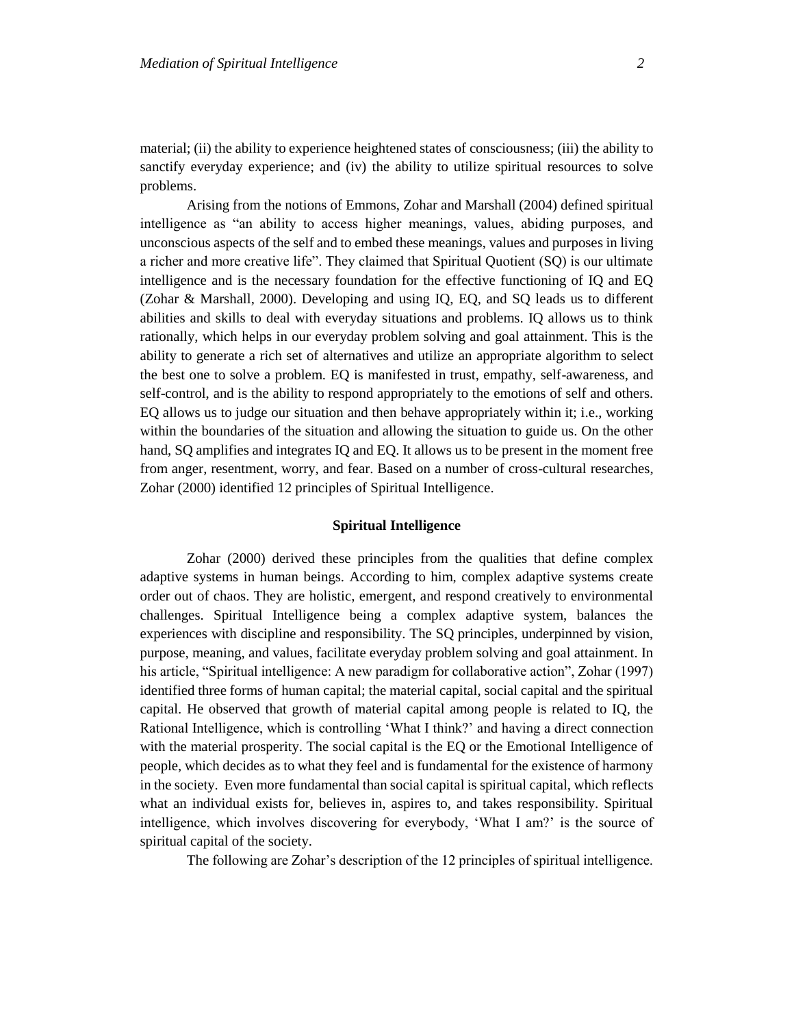material; (ii) the ability to experience heightened states of consciousness; (iii) the ability to sanctify everyday experience; and (iv) the ability to utilize spiritual resources to solve problems.

Arising from the notions of Emmons, Zohar and Marshall (2004) defined spiritual intelligence as "an ability to access higher meanings, values, abiding purposes, and unconscious aspects of the self and to embed these meanings, values and purposes in living a richer and more creative life". They claimed that Spiritual Quotient (SQ) is our ultimate intelligence and is the necessary foundation for the effective functioning of IQ and EQ (Zohar & Marshall, 2000). Developing and using IQ, EQ, and SQ leads us to different abilities and skills to deal with everyday situations and problems. IQ allows us to think rationally, which helps in our everyday problem solving and goal attainment. This is the ability to generate a rich set of alternatives and utilize an appropriate algorithm to select the best one to solve a problem. EQ is manifested in trust, empathy, self-awareness, and self-control, and is the ability to respond appropriately to the emotions of self and others. EQ allows us to judge our situation and then behave appropriately within it; i.e., working within the boundaries of the situation and allowing the situation to guide us. On the other hand, SQ amplifies and integrates IQ and EQ. It allows us to be present in the moment free from anger, resentment, worry, and fear. Based on a number of cross-cultural researches, Zohar (2000) identified 12 principles of Spiritual Intelligence.

## Spiritual Intelligence

Zohar (2000) derived these principles from the qualities that define complex adaptive systems in human beings. According to him, complex adaptive systems create order out of chaos. They are holistic, emergent, and respond creatively to environmental challenges. Spiritual Intelligence being a complex adaptive system, balances the experiences with discipline and responsibility. The SQ principles, underpinned by vision, purpose, meaning, and values, facilitate everyday problem solving and goal attainment. In his article, "Spiritual intelligence: A new paradigm for collaborative action", Zohar (1997) identified three forms of human capital; the material capital, social capital and the spiritual capital. He observed that growth of material capital among people is related to IQ, the Rational Intelligence, which is controlling 'What I think?' and having a direct connection with the material prosperity. The social capital is the EQ or the Emotional Intelligence of people, which decides as to what they feel and is fundamental for the existence of harmony in the society. Even more fundamental than social capital is spiritual capital, which reflects what an individual exists for, believes in, aspires to, and takes responsibility. Spiritual intelligence, which involves discovering for everybody, 'What I am?' is the source of spiritual capital of the society.

The following are Zohar's description of the 12 principles of spiritual intelligence.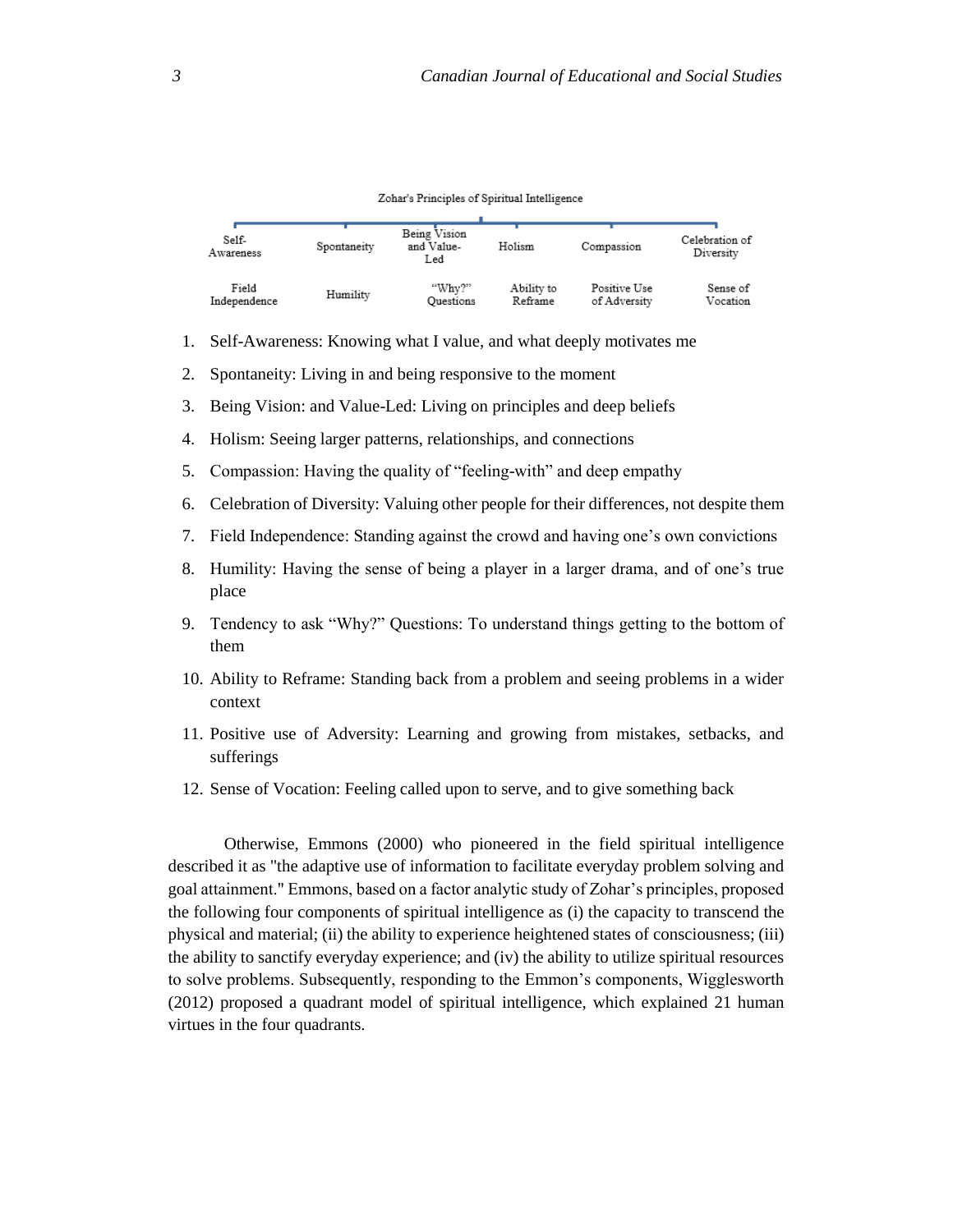Zohar's Principles of Spiritual Intelligence

| Self-Awareness | Spontaneity | Being Vision and Value-Led | Holism | Compassion | Celebration of Diversity |
|---|---|---|---|---|---|
| Field Independence | Humility | "Why?" Questions | Ability to Reframe | Positive Use of Adversity | Sense of Vocation |

1. Self-Awareness: Knowing what I value, and what deeply motivates me
2. Spontaneity: Living in and being responsive to the moment
3. Being Vision: and Value-Led: Living on principles and deep beliefs
4. Holism: Seeing larger patterns, relationships, and connections
5. Compassion: Having the quality of "feeling-with" and deep empathy
6. Celebration of Diversity: Valuing other people for their differences, not despite them
7. Field Independence: Standing against the crowd and having one's own convictions
8. Humility: Having the sense of being a player in a larger drama, and of one's true place
9. Tendency to ask "Why?" Questions: To understand things getting to the bottom of them
10. Ability to Reframe: Standing back from a problem and seeing problems in a wider context
11. Positive use of Adversity: Learning and growing from mistakes, setbacks, and sufferings
12. Sense of Vocation: Feeling called upon to serve, and to give something back

Otherwise, Emmons (2000) who pioneered in the field spiritual intelligence described it as "the adaptive use of information to facilitate everyday problem solving and goal attainment." Emmons, based on a factor analytic study of Zohar's principles, proposed the following four components of spiritual intelligence as (i) the capacity to transcend the physical and material; (ii) the ability to experience heightened states of consciousness; (iii) the ability to sanctify everyday experience; and (iv) the ability to utilize spiritual resources to solve problems. Subsequently, responding to the Emmon's components, Wigglesworth (2012) proposed a quadrant model of spiritual intelligence, which explained 21 human virtues in the four quadrants.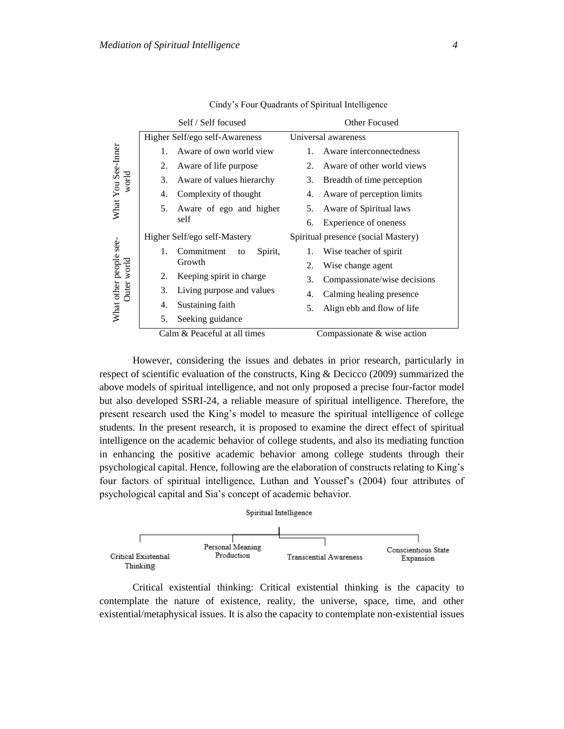Cindy's Four Quadrants of Spiritual Intelligence

| | Self / Self focused | Other Focused |
|---|---|---|
| What You See-Inner world | Higher Self/ego self-Awareness<br>1. Aware of own world view<br>2. Aware of life purpose<br>3. Aware of values hierarchy<br>4. Complexity of thought<br>5. Aware of ego and higher self | Universal awareness<br>1. Aware interconnectedness<br>2. Aware of other world views<br>3. Breadth of time perception<br>4. Aware of perception limits<br>5. Aware of Spiritual laws<br>6. Experience of oneness |
| What other people see-Outer world | Higher Self/ego self-Mastery<br>1. Commitment to Spirit, Growth<br>2. Keeping spirit in charge<br>3. Living purpose and values<br>4. Sustaining faith<br>5. Seeking guidance | Spiritual presence (social Mastery)<br>1. Wise teacher of spirit<br>2. Wise change agent<br>3. Compassionate/wise decisions<br>4. Calming healing presence<br>5. Align ebb and flow of life |
| | Calm & Peaceful at all times | Compassionate & wise action |

However, considering the issues and debates in prior research, particularly in respect of scientific evaluation of the constructs, King & Decicco (2009) summarized the above models of spiritual intelligence, and not only proposed a precise four-factor model but also developed SSRI-24, a reliable measure of spiritual intelligence. Therefore, the present research used the King's model to measure the spiritual intelligence of college students. In the present research, it is proposed to examine the direct effect of spiritual intelligence on the academic behavior of college students, and also its mediating function in enhancing the positive academic behavior among college students through their psychological capital. Hence, following are the elaboration of constructs relating to King's four factors of spiritual intelligence, Luthan and Youssef's (2004) four attributes of psychological capital and Sia's concept of academic behavior.

Spiritual Intelligence

- Critical Existential Thinking
- Personal Meaning Production
- Transcential Awareness
- Conscientious State Expansion

Critical existential thinking: Critical existential thinking is the capacity to contemplate the nature of existence, reality, the universe, space, time, and other existential/metaphysical issues. It is also the capacity to contemplate non-existential issues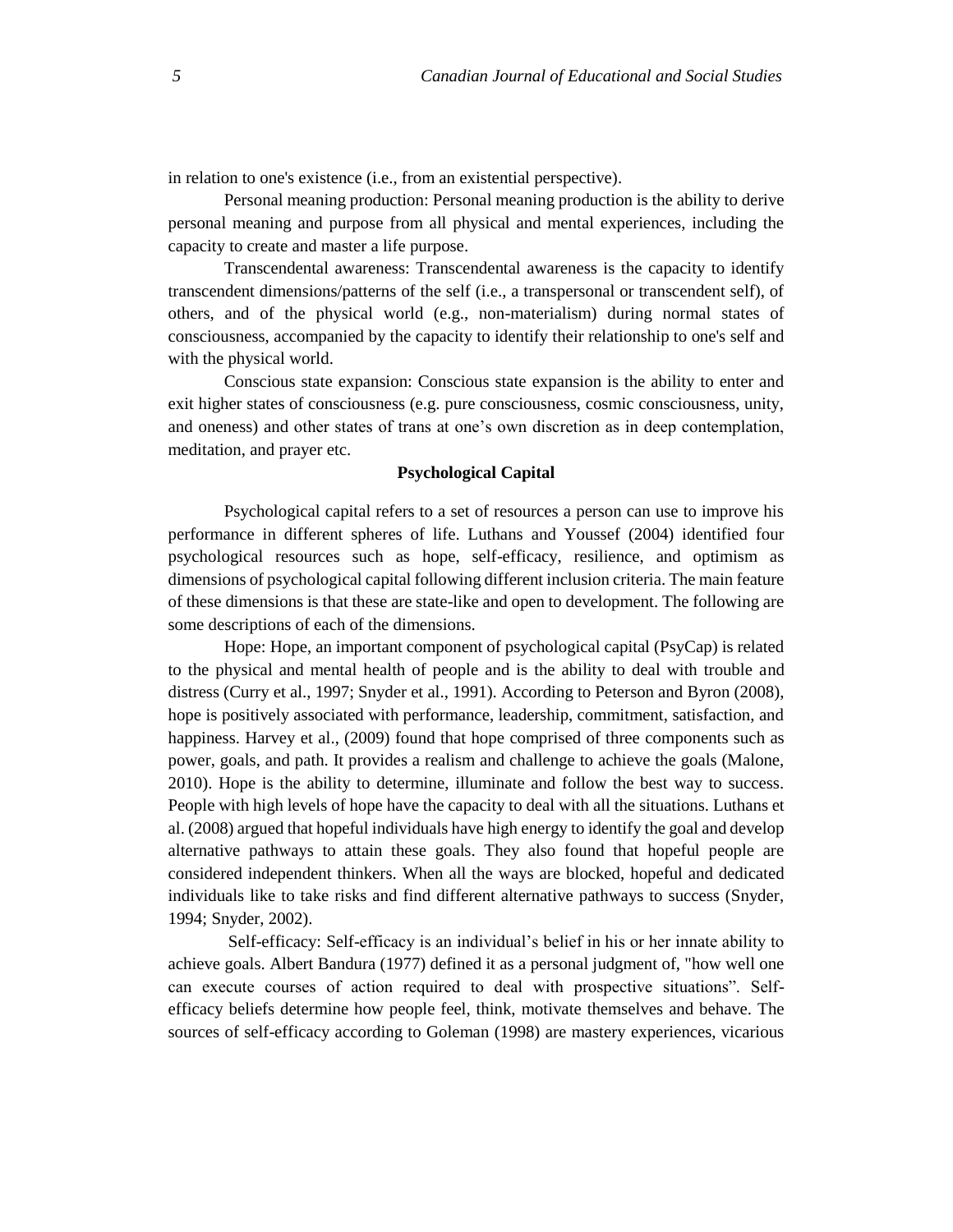in relation to one's existence (i.e., from an existential perspective).

Personal meaning production: Personal meaning production is the ability to derive personal meaning and purpose from all physical and mental experiences, including the capacity to create and master a life purpose.

Transcendental awareness: Transcendental awareness is the capacity to identify transcendent dimensions/patterns of the self (i.e., a transpersonal or transcendent self), of others, and of the physical world (e.g., non-materialism) during normal states of consciousness, accompanied by the capacity to identify their relationship to one's self and with the physical world.

Conscious state expansion: Conscious state expansion is the ability to enter and exit higher states of consciousness (e.g. pure consciousness, cosmic consciousness, unity, and oneness) and other states of trans at one's own discretion as in deep contemplation, meditation, and prayer etc.

## Psychological Capital

Psychological capital refers to a set of resources a person can use to improve his performance in different spheres of life. Luthans and Youssef (2004) identified four psychological resources such as hope, self-efficacy, resilience, and optimism as dimensions of psychological capital following different inclusion criteria. The main feature of these dimensions is that these are state-like and open to development. The following are some descriptions of each of the dimensions.

Hope: Hope, an important component of psychological capital (PsyCap) is related to the physical and mental health of people and is the ability to deal with trouble and distress (Curry et al., 1997; Snyder et al., 1991). According to Peterson and Byron (2008), hope is positively associated with performance, leadership, commitment, satisfaction, and happiness. Harvey et al., (2009) found that hope comprised of three components such as power, goals, and path. It provides a realism and challenge to achieve the goals (Malone, 2010). Hope is the ability to determine, illuminate and follow the best way to success. People with high levels of hope have the capacity to deal with all the situations. Luthans et al. (2008) argued that hopeful individuals have high energy to identify the goal and develop alternative pathways to attain these goals. They also found that hopeful people are considered independent thinkers. When all the ways are blocked, hopeful and dedicated individuals like to take risks and find different alternative pathways to success (Snyder, 1994; Snyder, 2002).

Self-efficacy: Self-efficacy is an individual's belief in his or her innate ability to achieve goals. Albert Bandura (1977) defined it as a personal judgment of, "how well one can execute courses of action required to deal with prospective situations". Self-efficacy beliefs determine how people feel, think, motivate themselves and behave. The sources of self-efficacy according to Goleman (1998) are mastery experiences, vicarious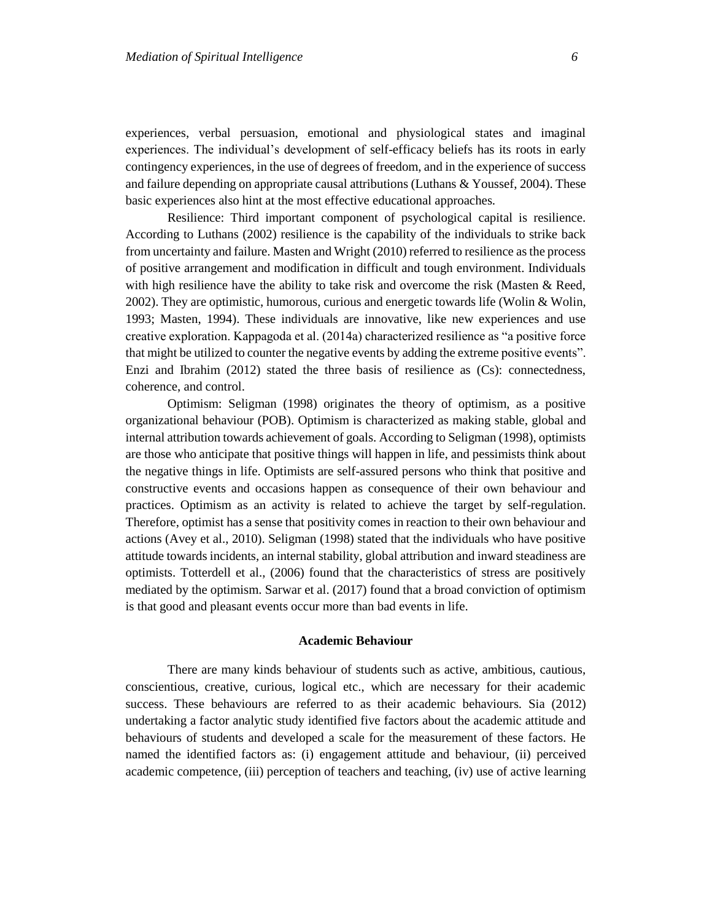experiences, verbal persuasion, emotional and physiological states and imaginal experiences. The individual's development of self-efficacy beliefs has its roots in early contingency experiences, in the use of degrees of freedom, and in the experience of success and failure depending on appropriate causal attributions (Luthans & Youssef, 2004). These basic experiences also hint at the most effective educational approaches.

Resilience: Third important component of psychological capital is resilience. According to Luthans (2002) resilience is the capability of the individuals to strike back from uncertainty and failure. Masten and Wright (2010) referred to resilience as the process of positive arrangement and modification in difficult and tough environment. Individuals with high resilience have the ability to take risk and overcome the risk (Masten & Reed, 2002). They are optimistic, humorous, curious and energetic towards life (Wolin & Wolin, 1993; Masten, 1994). These individuals are innovative, like new experiences and use creative exploration. Kappagoda et al. (2014a) characterized resilience as "a positive force that might be utilized to counter the negative events by adding the extreme positive events". Enzi and Ibrahim (2012) stated the three basis of resilience as (Cs): connectedness, coherence, and control.

Optimism: Seligman (1998) originates the theory of optimism, as a positive organizational behaviour (POB). Optimism is characterized as making stable, global and internal attribution towards achievement of goals. According to Seligman (1998), optimists are those who anticipate that positive things will happen in life, and pessimists think about the negative things in life. Optimists are self-assured persons who think that positive and constructive events and occasions happen as consequence of their own behaviour and practices. Optimism as an activity is related to achieve the target by self-regulation. Therefore, optimist has a sense that positivity comes in reaction to their own behaviour and actions (Avey et al., 2010). Seligman (1998) stated that the individuals who have positive attitude towards incidents, an internal stability, global attribution and inward steadiness are optimists. Totterdell et al., (2006) found that the characteristics of stress are positively mediated by the optimism. Sarwar et al. (2017) found that a broad conviction of optimism is that good and pleasant events occur more than bad events in life.

## Academic Behaviour

There are many kinds behaviour of students such as active, ambitious, cautious, conscientious, creative, curious, logical etc., which are necessary for their academic success. These behaviours are referred to as their academic behaviours. Sia (2012) undertaking a factor analytic study identified five factors about the academic attitude and behaviours of students and developed a scale for the measurement of these factors. He named the identified factors as: (i) engagement attitude and behaviour, (ii) perceived academic competence, (iii) perception of teachers and teaching, (iv) use of active learning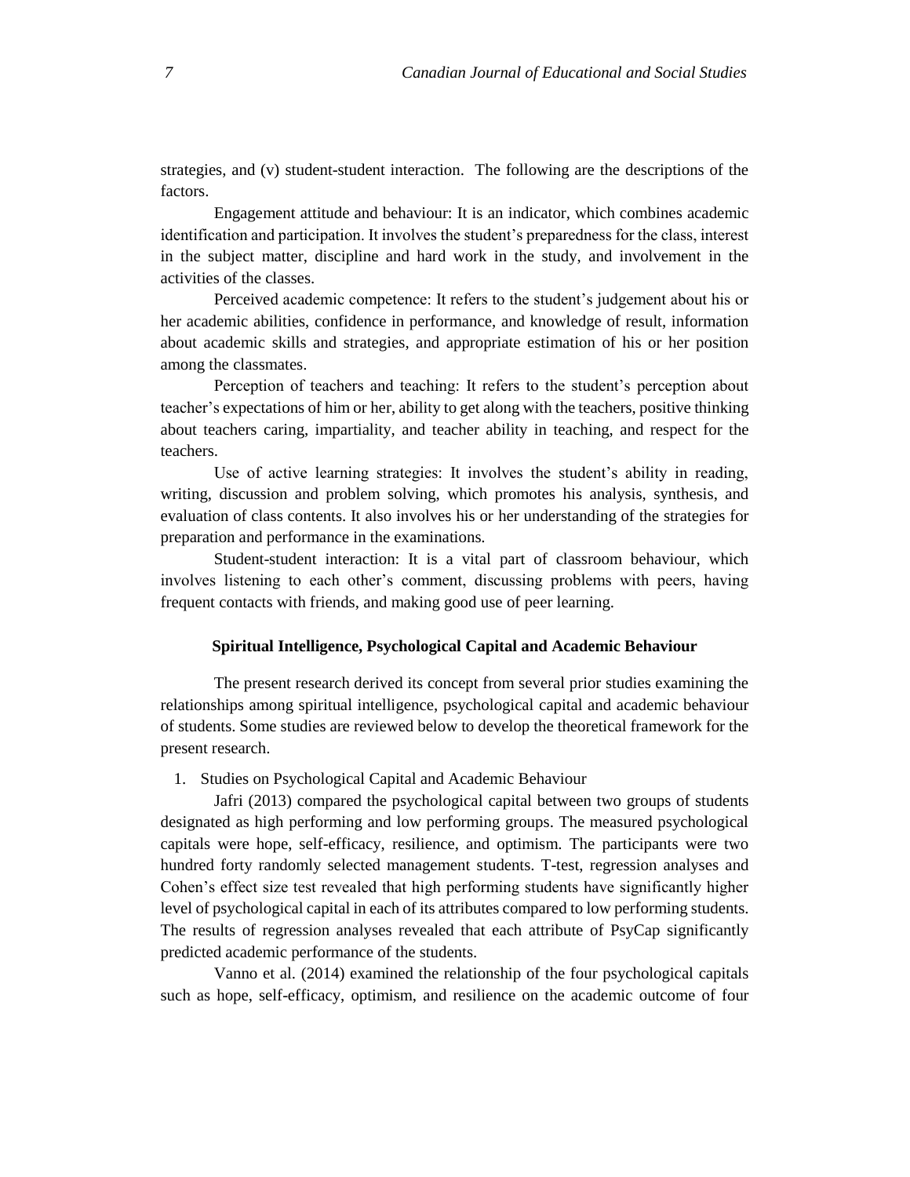strategies, and (v) student-student interaction. The following are the descriptions of the factors.

Engagement attitude and behaviour: It is an indicator, which combines academic identification and participation. It involves the student's preparedness for the class, interest in the subject matter, discipline and hard work in the study, and involvement in the activities of the classes.

Perceived academic competence: It refers to the student's judgement about his or her academic abilities, confidence in performance, and knowledge of result, information about academic skills and strategies, and appropriate estimation of his or her position among the classmates.

Perception of teachers and teaching: It refers to the student's perception about teacher's expectations of him or her, ability to get along with the teachers, positive thinking about teachers caring, impartiality, and teacher ability in teaching, and respect for the teachers.

Use of active learning strategies: It involves the student's ability in reading, writing, discussion and problem solving, which promotes his analysis, synthesis, and evaluation of class contents. It also involves his or her understanding of the strategies for preparation and performance in the examinations.

Student-student interaction: It is a vital part of classroom behaviour, which involves listening to each other's comment, discussing problems with peers, having frequent contacts with friends, and making good use of peer learning.

## Spiritual Intelligence, Psychological Capital and Academic Behaviour

The present research derived its concept from several prior studies examining the relationships among spiritual intelligence, psychological capital and academic behaviour of students. Some studies are reviewed below to develop the theoretical framework for the present research.

1. Studies on Psychological Capital and Academic Behaviour

Jafri (2013) compared the psychological capital between two groups of students designated as high performing and low performing groups. The measured psychological capitals were hope, self-efficacy, resilience, and optimism. The participants were two hundred forty randomly selected management students. T-test, regression analyses and Cohen's effect size test revealed that high performing students have significantly higher level of psychological capital in each of its attributes compared to low performing students. The results of regression analyses revealed that each attribute of PsyCap significantly predicted academic performance of the students.

Vanno et al. (2014) examined the relationship of the four psychological capitals such as hope, self-efficacy, optimism, and resilience on the academic outcome of four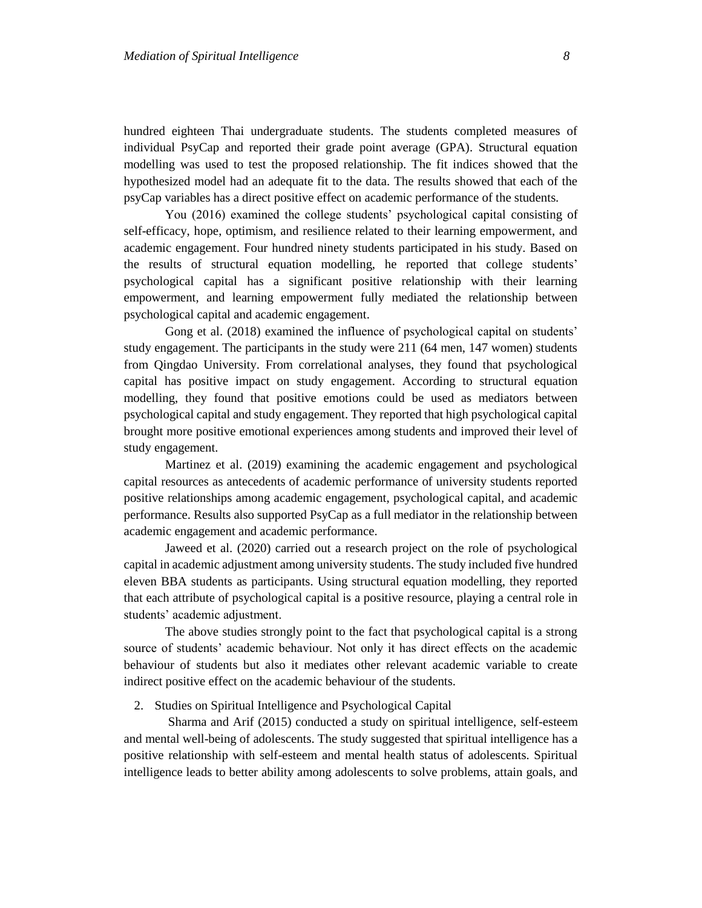hundred eighteen Thai undergraduate students. The students completed measures of individual PsyCap and reported their grade point average (GPA). Structural equation modelling was used to test the proposed relationship. The fit indices showed that the hypothesized model had an adequate fit to the data. The results showed that each of the psyCap variables has a direct positive effect on academic performance of the students.

You (2016) examined the college students' psychological capital consisting of self-efficacy, hope, optimism, and resilience related to their learning empowerment, and academic engagement. Four hundred ninety students participated in his study. Based on the results of structural equation modelling, he reported that college students' psychological capital has a significant positive relationship with their learning empowerment, and learning empowerment fully mediated the relationship between psychological capital and academic engagement.

Gong et al. (2018) examined the influence of psychological capital on students' study engagement. The participants in the study were 211 (64 men, 147 women) students from Qingdao University. From correlational analyses, they found that psychological capital has positive impact on study engagement. According to structural equation modelling, they found that positive emotions could be used as mediators between psychological capital and study engagement. They reported that high psychological capital brought more positive emotional experiences among students and improved their level of study engagement.

Martinez et al. (2019) examining the academic engagement and psychological capital resources as antecedents of academic performance of university students reported positive relationships among academic engagement, psychological capital, and academic performance. Results also supported PsyCap as a full mediator in the relationship between academic engagement and academic performance.

Jaweed et al. (2020) carried out a research project on the role of psychological capital in academic adjustment among university students. The study included five hundred eleven BBA students as participants. Using structural equation modelling, they reported that each attribute of psychological capital is a positive resource, playing a central role in students' academic adjustment.

The above studies strongly point to the fact that psychological capital is a strong source of students' academic behaviour. Not only it has direct effects on the academic behaviour of students but also it mediates other relevant academic variable to create indirect positive effect on the academic behaviour of the students.

2. Studies on Spiritual Intelligence and Psychological Capital

Sharma and Arif (2015) conducted a study on spiritual intelligence, self-esteem and mental well-being of adolescents. The study suggested that spiritual intelligence has a positive relationship with self-esteem and mental health status of adolescents. Spiritual intelligence leads to better ability among adolescents to solve problems, attain goals, and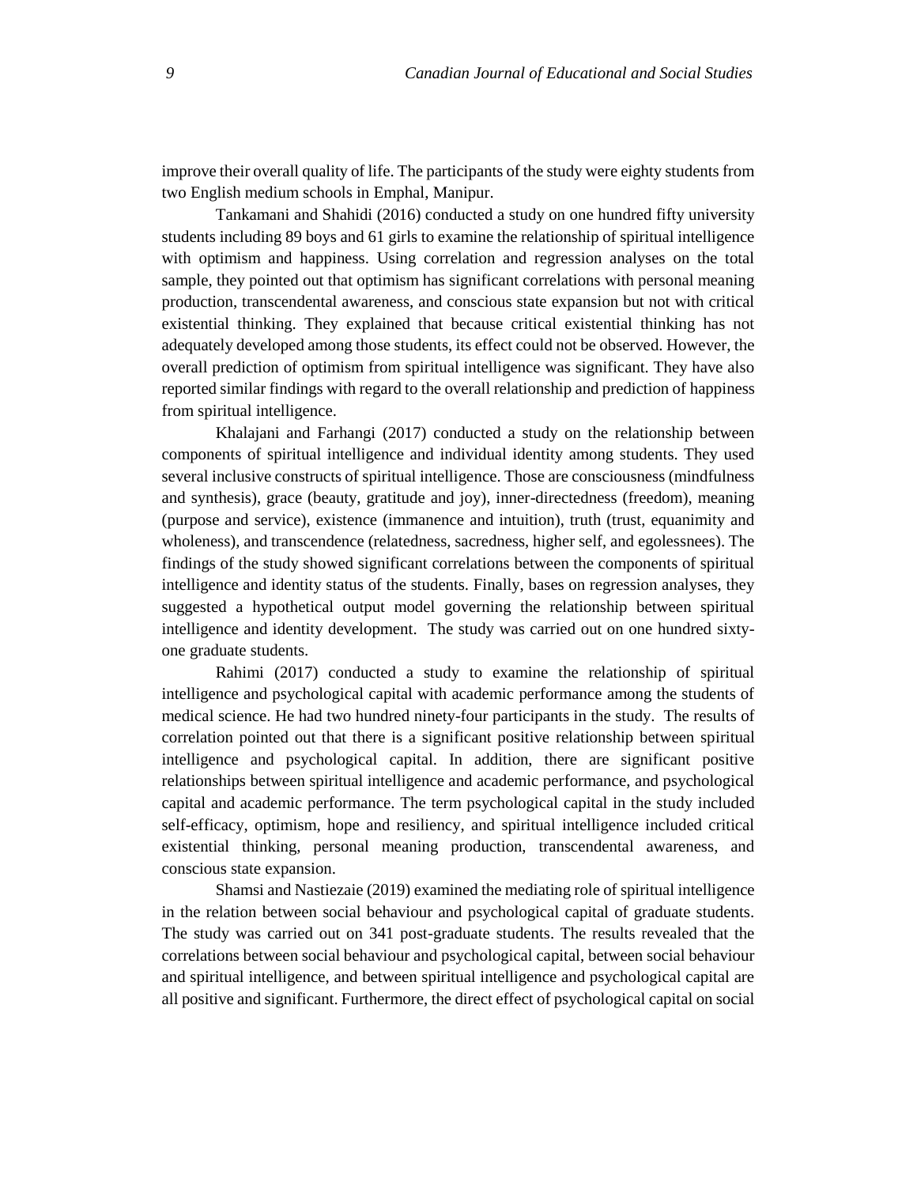improve their overall quality of life. The participants of the study were eighty students from two English medium schools in Emphal, Manipur.

Tankamani and Shahidi (2016) conducted a study on one hundred fifty university students including 89 boys and 61 girls to examine the relationship of spiritual intelligence with optimism and happiness. Using correlation and regression analyses on the total sample, they pointed out that optimism has significant correlations with personal meaning production, transcendental awareness, and conscious state expansion but not with critical existential thinking. They explained that because critical existential thinking has not adequately developed among those students, its effect could not be observed. However, the overall prediction of optimism from spiritual intelligence was significant. They have also reported similar findings with regard to the overall relationship and prediction of happiness from spiritual intelligence.

Khalajani and Farhangi (2017) conducted a study on the relationship between components of spiritual intelligence and individual identity among students. They used several inclusive constructs of spiritual intelligence. Those are consciousness (mindfulness and synthesis), grace (beauty, gratitude and joy), inner-directedness (freedom), meaning (purpose and service), existence (immanence and intuition), truth (trust, equanimity and wholeness), and transcendence (relatedness, sacredness, higher self, and egolessnees). The findings of the study showed significant correlations between the components of spiritual intelligence and identity status of the students. Finally, bases on regression analyses, they suggested a hypothetical output model governing the relationship between spiritual intelligence and identity development. The study was carried out on one hundred sixty-one graduate students.

Rahimi (2017) conducted a study to examine the relationship of spiritual intelligence and psychological capital with academic performance among the students of medical science. He had two hundred ninety-four participants in the study. The results of correlation pointed out that there is a significant positive relationship between spiritual intelligence and psychological capital. In addition, there are significant positive relationships between spiritual intelligence and academic performance, and psychological capital and academic performance. The term psychological capital in the study included self-efficacy, optimism, hope and resiliency, and spiritual intelligence included critical existential thinking, personal meaning production, transcendental awareness, and conscious state expansion.

Shamsi and Nastiezaie (2019) examined the mediating role of spiritual intelligence in the relation between social behaviour and psychological capital of graduate students. The study was carried out on 341 post-graduate students. The results revealed that the correlations between social behaviour and psychological capital, between social behaviour and spiritual intelligence, and between spiritual intelligence and psychological capital are all positive and significant. Furthermore, the direct effect of psychological capital on social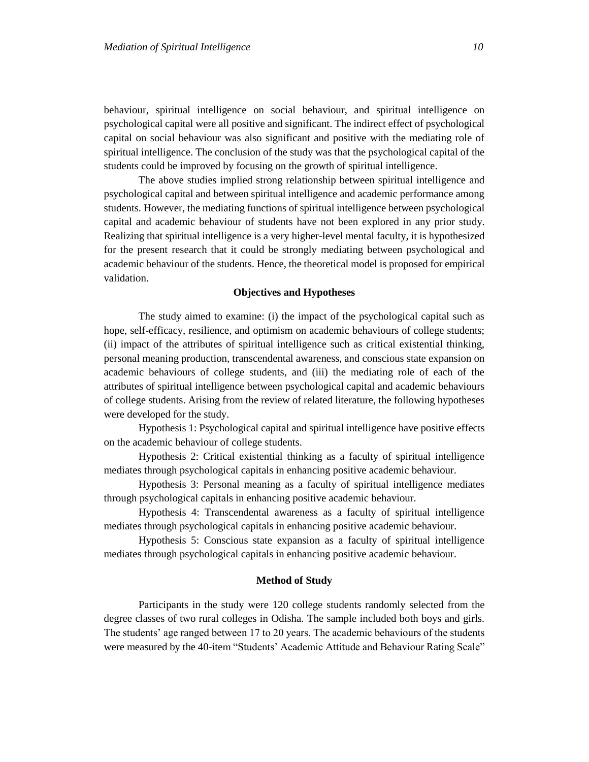behaviour, spiritual intelligence on social behaviour, and spiritual intelligence on psychological capital were all positive and significant. The indirect effect of psychological capital on social behaviour was also significant and positive with the mediating role of spiritual intelligence. The conclusion of the study was that the psychological capital of the students could be improved by focusing on the growth of spiritual intelligence.

The above studies implied strong relationship between spiritual intelligence and psychological capital and between spiritual intelligence and academic performance among students. However, the mediating functions of spiritual intelligence between psychological capital and academic behaviour of students have not been explored in any prior study. Realizing that spiritual intelligence is a very higher-level mental faculty, it is hypothesized for the present research that it could be strongly mediating between psychological and academic behaviour of the students. Hence, the theoretical model is proposed for empirical validation.

## Objectives and Hypotheses

The study aimed to examine: (i) the impact of the psychological capital such as hope, self-efficacy, resilience, and optimism on academic behaviours of college students; (ii) impact of the attributes of spiritual intelligence such as critical existential thinking, personal meaning production, transcendental awareness, and conscious state expansion on academic behaviours of college students, and (iii) the mediating role of each of the attributes of spiritual intelligence between psychological capital and academic behaviours of college students. Arising from the review of related literature, the following hypotheses were developed for the study.

Hypothesis 1: Psychological capital and spiritual intelligence have positive effects on the academic behaviour of college students.

Hypothesis 2: Critical existential thinking as a faculty of spiritual intelligence mediates through psychological capitals in enhancing positive academic behaviour.

Hypothesis 3: Personal meaning as a faculty of spiritual intelligence mediates through psychological capitals in enhancing positive academic behaviour.

Hypothesis 4: Transcendental awareness as a faculty of spiritual intelligence mediates through psychological capitals in enhancing positive academic behaviour.

Hypothesis 5: Conscious state expansion as a faculty of spiritual intelligence mediates through psychological capitals in enhancing positive academic behaviour.

## Method of Study

Participants in the study were 120 college students randomly selected from the degree classes of two rural colleges in Odisha. The sample included both boys and girls. The students' age ranged between 17 to 20 years. The academic behaviours of the students were measured by the 40-item "Students' Academic Attitude and Behaviour Rating Scale"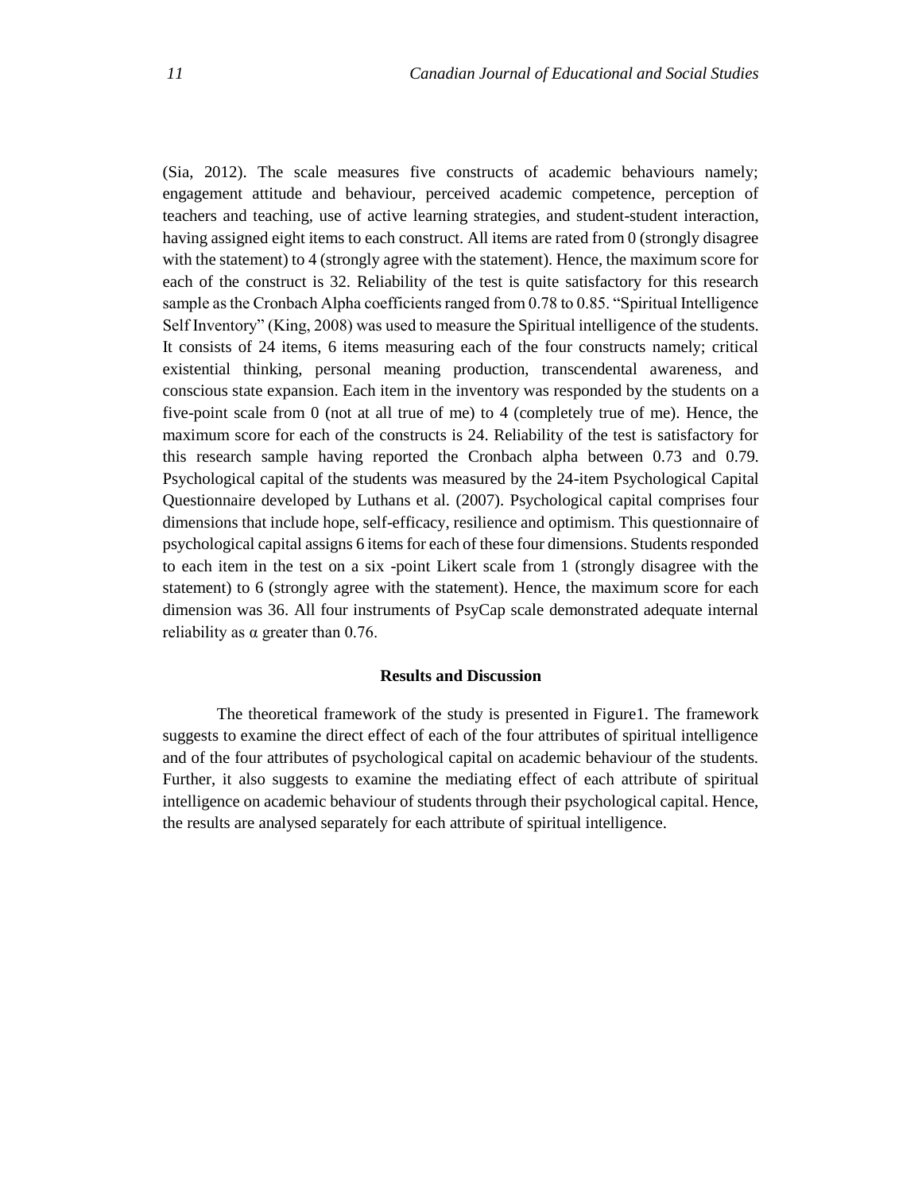(Sia, 2012). The scale measures five constructs of academic behaviours namely; engagement attitude and behaviour, perceived academic competence, perception of teachers and teaching, use of active learning strategies, and student-student interaction, having assigned eight items to each construct. All items are rated from 0 (strongly disagree with the statement) to 4 (strongly agree with the statement). Hence, the maximum score for each of the construct is 32. Reliability of the test is quite satisfactory for this research sample as the Cronbach Alpha coefficients ranged from 0.78 to 0.85. "Spiritual Intelligence Self Inventory" (King, 2008) was used to measure the Spiritual intelligence of the students. It consists of 24 items, 6 items measuring each of the four constructs namely; critical existential thinking, personal meaning production, transcendental awareness, and conscious state expansion. Each item in the inventory was responded by the students on a five-point scale from 0 (not at all true of me) to 4 (completely true of me). Hence, the maximum score for each of the constructs is 24. Reliability of the test is satisfactory for this research sample having reported the Cronbach alpha between 0.73 and 0.79. Psychological capital of the students was measured by the 24-item Psychological Capital Questionnaire developed by Luthans et al. (2007). Psychological capital comprises four dimensions that include hope, self-efficacy, resilience and optimism. This questionnaire of psychological capital assigns 6 items for each of these four dimensions. Students responded to each item in the test on a six -point Likert scale from 1 (strongly disagree with the statement) to 6 (strongly agree with the statement). Hence, the maximum score for each dimension was 36. All four instruments of PsyCap scale demonstrated adequate internal reliability as $\alpha$ greater than 0.76.

## Results and Discussion

The theoretical framework of the study is presented in Figure1. The framework suggests to examine the direct effect of each of the four attributes of spiritual intelligence and of the four attributes of psychological capital on academic behaviour of the students. Further, it also suggests to examine the mediating effect of each attribute of spiritual intelligence on academic behaviour of students through their psychological capital. Hence, the results are analysed separately for each attribute of spiritual intelligence.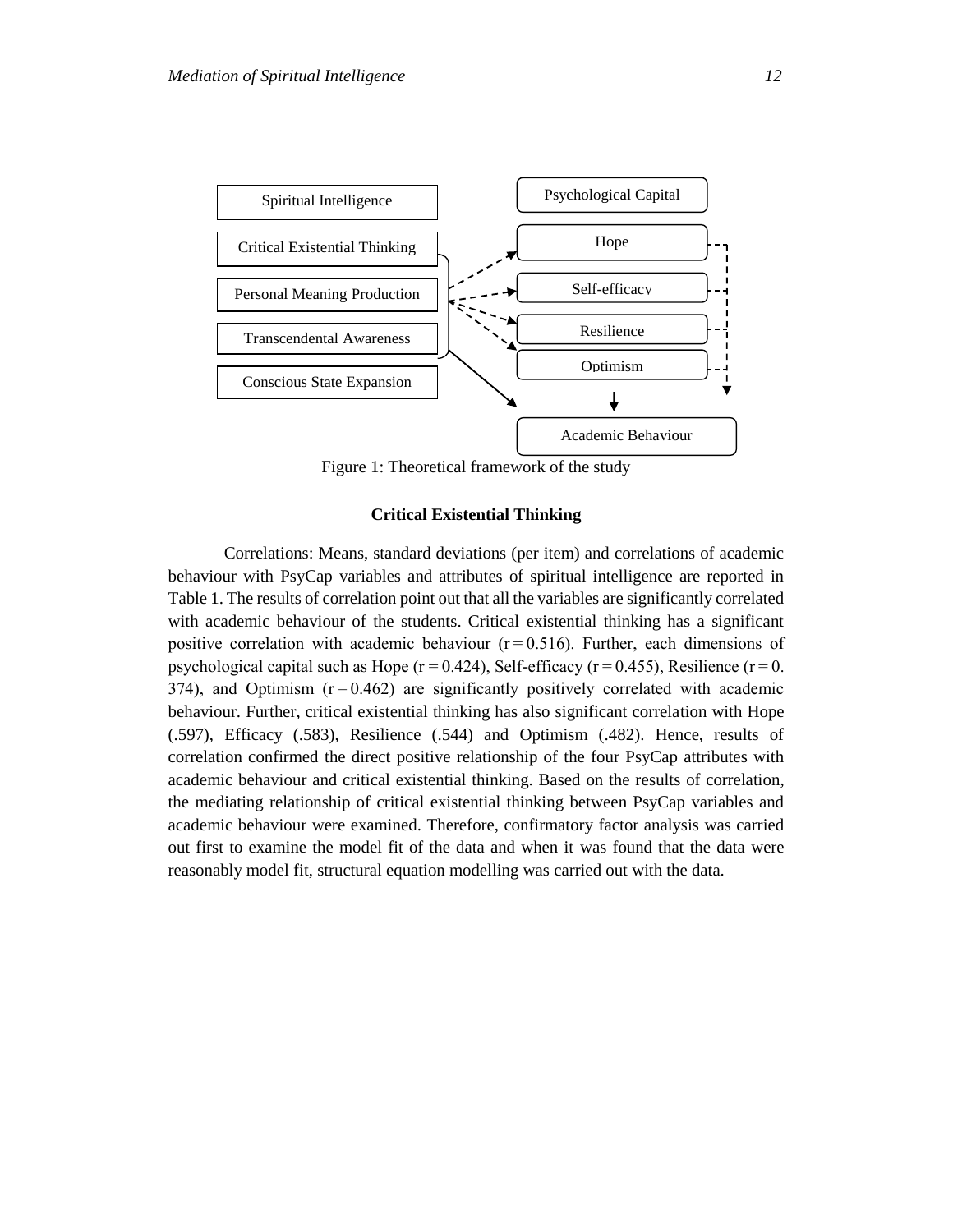Spiritual Intelligence

Critical Existential Thinking

Personal Meaning Production

Transcendental Awareness

Conscious State Expansion

Psychological Capital

Hope

Self-efficacy

Resilience

Optimism

Academic Behaviour

Figure 1: Theoretical framework of the study

### Critical Existential Thinking

Correlations: Means, standard deviations (per item) and correlations of academic behaviour with PsyCap variables and attributes of spiritual intelligence are reported in Table 1. The results of correlation point out that all the variables are significantly correlated with academic behaviour of the students. Critical existential thinking has a significant positive correlation with academic behaviour ($r = 0.516$). Further, each dimensions of psychological capital such as Hope ($r = 0.424$), Self-efficacy ($r = 0.455$), Resilience ($r = 0.374$), and Optimism ($r = 0.462$) are significantly positively correlated with academic behaviour. Further, critical existential thinking has also significant correlation with Hope (.597), Efficacy (.583), Resilience (.544) and Optimism (.482). Hence, results of correlation confirmed the direct positive relationship of the four PsyCap attributes with academic behaviour and critical existential thinking. Based on the results of correlation, the mediating relationship of critical existential thinking between PsyCap variables and academic behaviour were examined. Therefore, confirmatory factor analysis was carried out first to examine the model fit of the data and when it was found that the data were reasonably model fit, structural equation modelling was carried out with the data.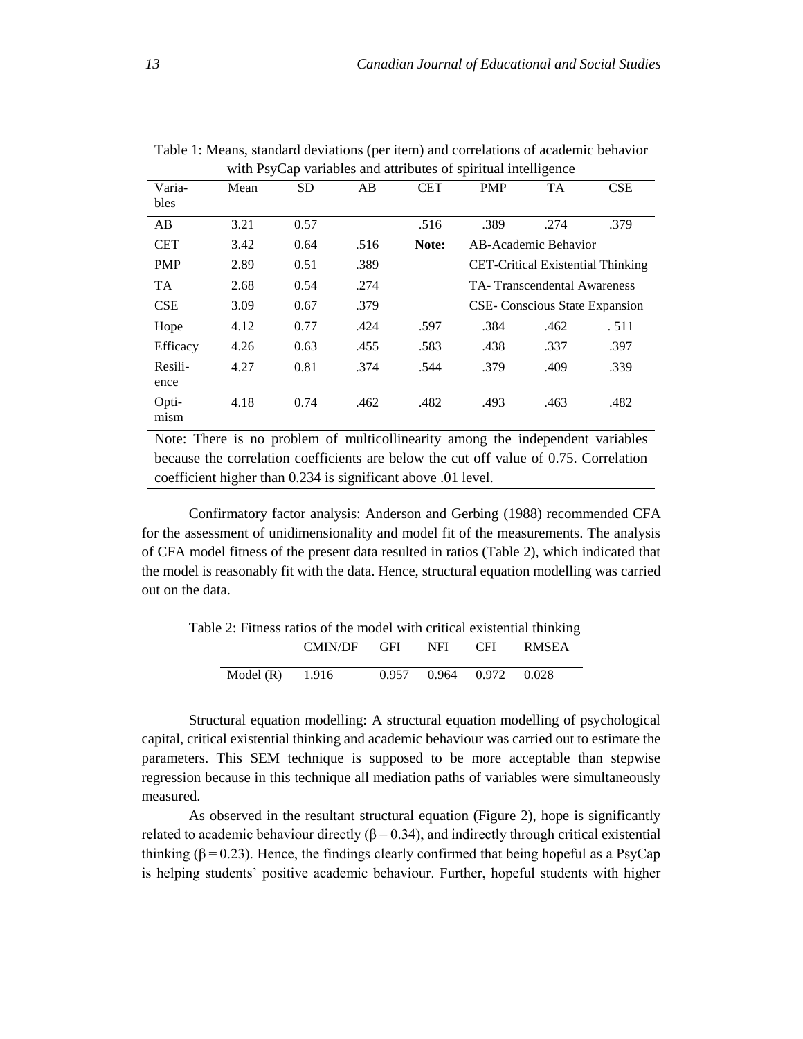Table 1: Means, standard deviations (per item) and correlations of academic behavior with PsyCap variables and attributes of spiritual intelligence

| Variables | Mean | SD | AB | CET | PMP | TA | CSE |
|---|---|---|---|---|---|---|---|
| AB | 3.21 | 0.57 | | .516 | .389 | .274 | .379 |
| CET | 3.42 | 0.64 | .516 | **Note:** | AB-Academic Behavior | | |
| PMP | 2.89 | 0.51 | .389 | | CET-Critical Existential Thinking | | |
| TA | 2.68 | 0.54 | .274 | | TA- Transcendental Awareness | | |
| CSE | 3.09 | 0.67 | .379 | | CSE- Conscious State Expansion | | |
| Hope | 4.12 | 0.77 | .424 | .597 | .384 | .462 | . 511 |
| Efficacy | 4.26 | 0.63 | .455 | .583 | .438 | .337 | .397 |
| Resilience | 4.27 | 0.81 | .374 | .544 | .379 | .409 | .339 |
| Optimism | 4.18 | 0.74 | .462 | .482 | .493 | .463 | .482 |

Note: There is no problem of multicollinearity among the independent variables because the correlation coefficients are below the cut off value of 0.75. Correlation coefficient higher than 0.234 is significant above .01 level.

Confirmatory factor analysis: Anderson and Gerbing (1988) recommended CFA for the assessment of unidimensionality and model fit of the measurements. The analysis of CFA model fitness of the present data resulted in ratios (Table 2), which indicated that the model is reasonably fit with the data. Hence, structural equation modelling was carried out on the data.

Table 2: Fitness ratios of the model with critical existential thinking

| | CMIN/DF | GFI | NFI | CFI | RMSEA |
|---|---|---|---|---|---|
| Model (R) | 1.916 | 0.957 | 0.964 | 0.972 | 0.028 |

Structural equation modelling: A structural equation modelling of psychological capital, critical existential thinking and academic behaviour was carried out to estimate the parameters. This SEM technique is supposed to be more acceptable than stepwise regression because in this technique all mediation paths of variables were simultaneously measured.

As observed in the resultant structural equation (Figure 2), hope is significantly related to academic behaviour directly ($\beta = 0.34$), and indirectly through critical existential thinking ($\beta = 0.23$). Hence, the findings clearly confirmed that being hopeful as a PsyCap is helping students' positive academic behaviour. Further, hopeful students with higher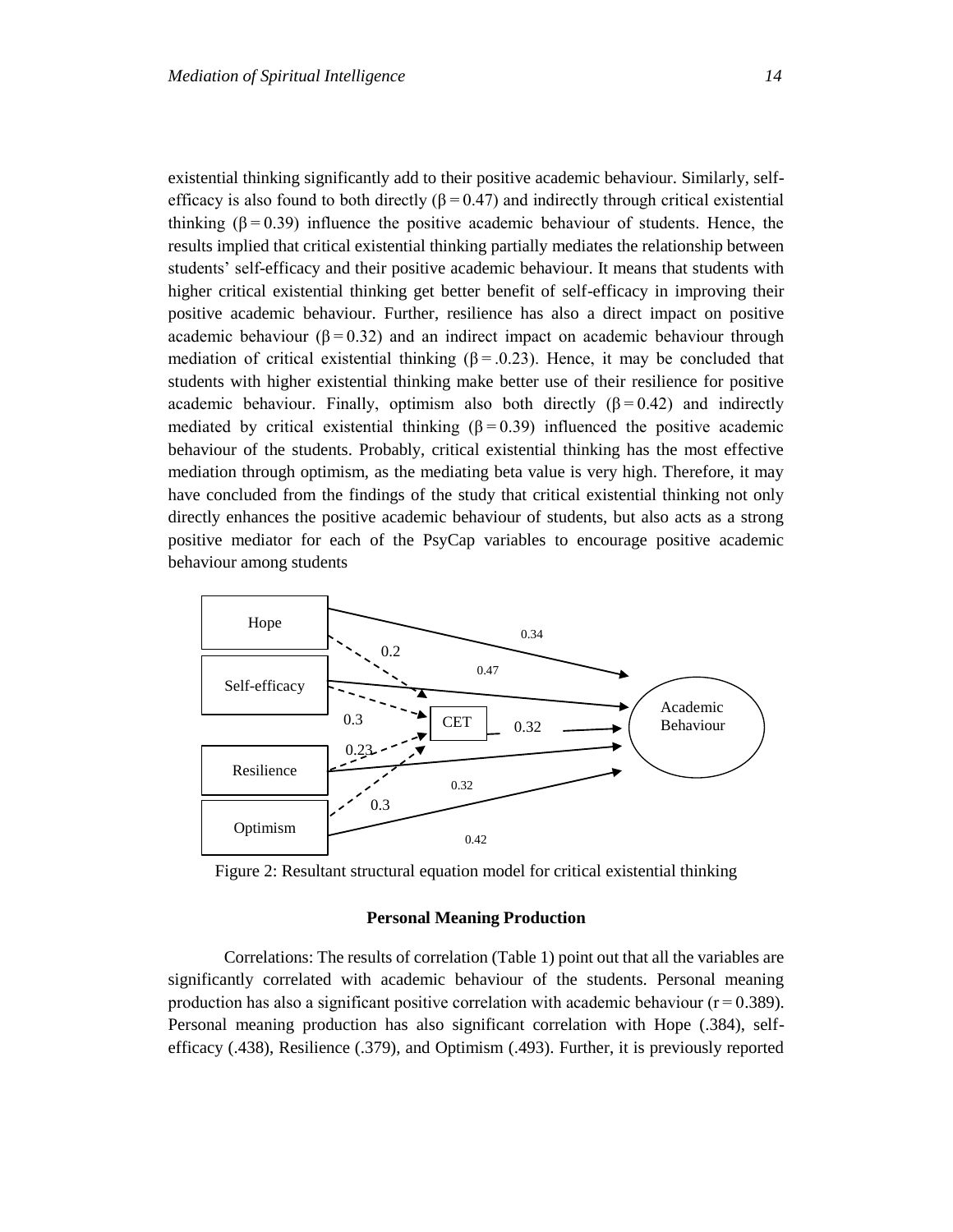existential thinking significantly add to their positive academic behaviour. Similarly, self-efficacy is also found to both directly (β = 0.47) and indirectly through critical existential thinking (β = 0.39) influence the positive academic behaviour of students. Hence, the results implied that critical existential thinking partially mediates the relationship between students' self-efficacy and their positive academic behaviour. It means that students with higher critical existential thinking get better benefit of self-efficacy in improving their positive academic behaviour. Further, resilience has also a direct impact on positive academic behaviour (β = 0.32) and an indirect impact on academic behaviour through mediation of critical existential thinking (β = .0.23). Hence, it may be concluded that students with higher existential thinking make better use of their resilience for positive academic behaviour. Finally, optimism also both directly (β = 0.42) and indirectly mediated by critical existential thinking (β = 0.39) influenced the positive academic behaviour of the students. Probably, critical existential thinking has the most effective mediation through optimism, as the mediating beta value is very high. Therefore, it may have concluded from the findings of the study that critical existential thinking not only directly enhances the positive academic behaviour of students, but also acts as a strong positive mediator for each of the PsyCap variables to encourage positive academic behaviour among students

Figure 2: Resultant structural equation model for critical existential thinking

**Personal Meaning Production**

Correlations: The results of correlation (Table 1) point out that all the variables are significantly correlated with academic behaviour of the students. Personal meaning production has also a significant positive correlation with academic behaviour (r = 0.389). Personal meaning production has also significant correlation with Hope (.384), self-efficacy (.438), Resilience (.379), and Optimism (.493). Further, it is previously reported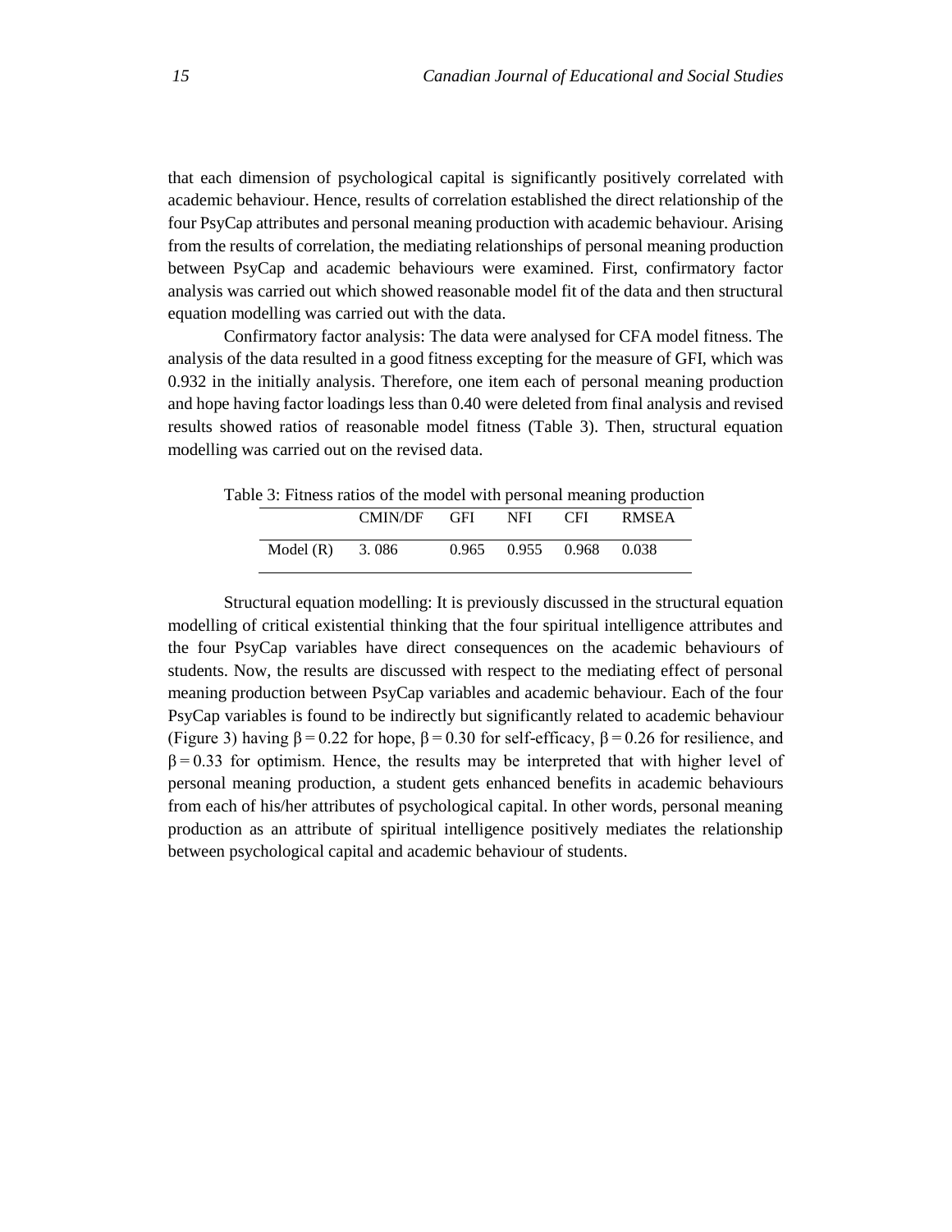that each dimension of psychological capital is significantly positively correlated with academic behaviour. Hence, results of correlation established the direct relationship of the four PsyCap attributes and personal meaning production with academic behaviour. Arising from the results of correlation, the mediating relationships of personal meaning production between PsyCap and academic behaviours were examined. First, confirmatory factor analysis was carried out which showed reasonable model fit of the data and then structural equation modelling was carried out with the data.

Confirmatory factor analysis: The data were analysed for CFA model fitness. The analysis of the data resulted in a good fitness excepting for the measure of GFI, which was 0.932 in the initially analysis. Therefore, one item each of personal meaning production and hope having factor loadings less than 0.40 were deleted from final analysis and revised results showed ratios of reasonable model fitness (Table 3). Then, structural equation modelling was carried out on the revised data.

Table 3: Fitness ratios of the model with personal meaning production

| | CMIN/DF | GFI | NFI | CFI | RMSEA |
|---|---|---|---|---|---|
| Model (R) | 3. 086 | 0.965 | 0.955 | 0.968 | 0.038 |

Structural equation modelling: It is previously discussed in the structural equation modelling of critical existential thinking that the four spiritual intelligence attributes and the four PsyCap variables have direct consequences on the academic behaviours of students. Now, the results are discussed with respect to the mediating effect of personal meaning production between PsyCap variables and academic behaviour. Each of the four PsyCap variables is found to be indirectly but significantly related to academic behaviour (Figure 3) having $\beta = 0.22$ for hope, $\beta = 0.30$ for self-efficacy, $\beta = 0.26$ for resilience, and $\beta = 0.33$ for optimism. Hence, the results may be interpreted that with higher level of personal meaning production, a student gets enhanced benefits in academic behaviours from each of his/her attributes of psychological capital. In other words, personal meaning production as an attribute of spiritual intelligence positively mediates the relationship between psychological capital and academic behaviour of students.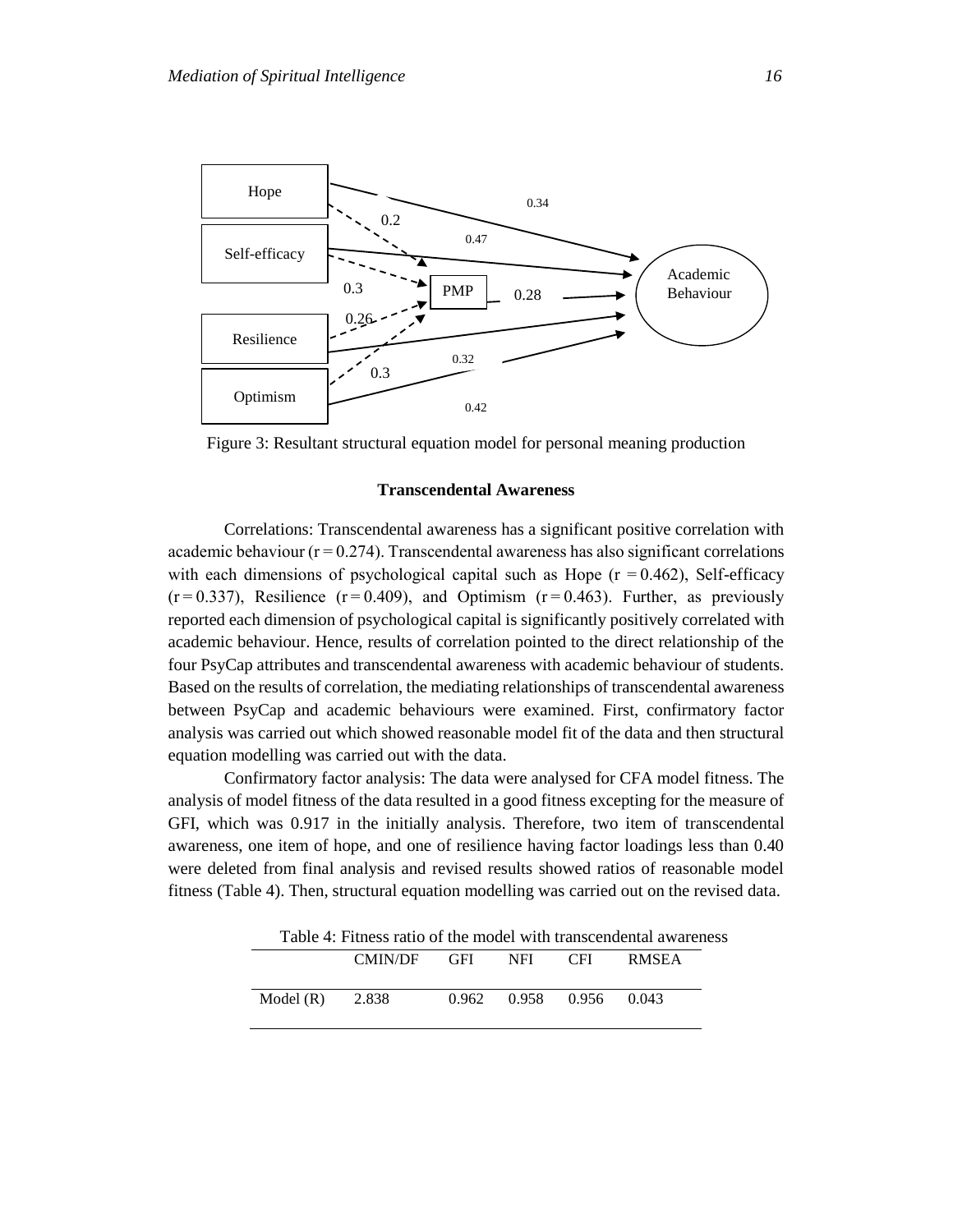Hope

Self-efficacy

Resilience

Optimism

PMP

Academic Behaviour

0.34

0.2

0.47

0.3

0.28

0.26

0.32

0.3

0.42

Figure 3: Resultant structural equation model for personal meaning production

### Transcendental Awareness

Correlations: Transcendental awareness has a significant positive correlation with academic behaviour ($r = 0.274$). Transcendental awareness has also significant correlations with each dimensions of psychological capital such as Hope ($r = 0.462$), Self-efficacy ($r = 0.337$), Resilience ($r = 0.409$), and Optimism ($r = 0.463$). Further, as previously reported each dimension of psychological capital is significantly positively correlated with academic behaviour. Hence, results of correlation pointed to the direct relationship of the four PsyCap attributes and transcendental awareness with academic behaviour of students. Based on the results of correlation, the mediating relationships of transcendental awareness between PsyCap and academic behaviours were examined. First, confirmatory factor analysis was carried out which showed reasonable model fit of the data and then structural equation modelling was carried out with the data.

Confirmatory factor analysis: The data were analysed for CFA model fitness. The analysis of model fitness of the data resulted in a good fitness excepting for the measure of GFI, which was 0.917 in the initially analysis. Therefore, two item of transcendental awareness, one item of hope, and one of resilience having factor loadings less than 0.40 were deleted from final analysis and revised results showed ratios of reasonable model fitness (Table 4). Then, structural equation modelling was carried out on the revised data.

Table 4: Fitness ratio of the model with transcendental awareness

| | CMIN/DF | GFI | NFI | CFI | RMSEA |
|---|---|---|---|---|---|
| Model (R) | 2.838 | 0.962 | 0.958 | 0.956 | 0.043 |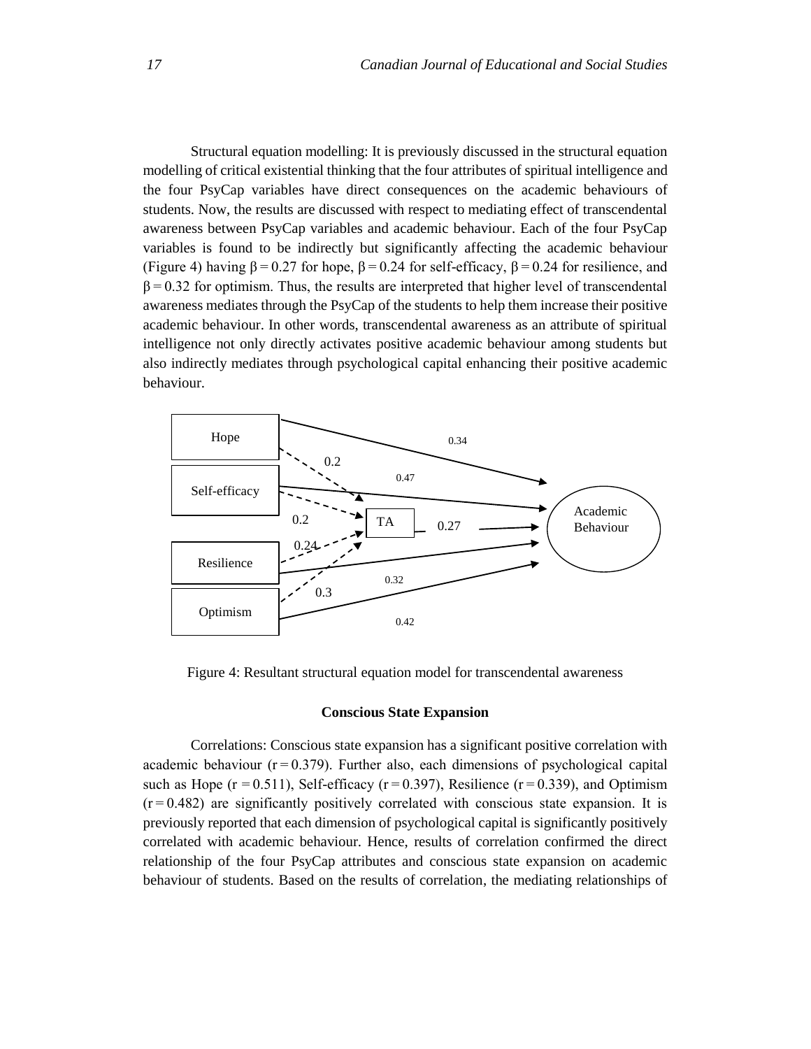Structural equation modelling: It is previously discussed in the structural equation modelling of critical existential thinking that the four attributes of spiritual intelligence and the four PsyCap variables have direct consequences on the academic behaviours of students. Now, the results are discussed with respect to mediating effect of transcendental awareness between PsyCap variables and academic behaviour. Each of the four PsyCap variables is found to be indirectly but significantly affecting the academic behaviour (Figure 4) having $\beta = 0.27$ for hope, $\beta = 0.24$ for self-efficacy, $\beta = 0.24$ for resilience, and $\beta = 0.32$ for optimism. Thus, the results are interpreted that higher level of transcendental awareness mediates through the PsyCap of the students to help them increase their positive academic behaviour. In other words, transcendental awareness as an attribute of spiritual intelligence not only directly activates positive academic behaviour among students but also indirectly mediates through psychological capital enhancing their positive academic behaviour.

Figure 4: Resultant structural equation model for transcendental awareness

### Conscious State Expansion

Correlations: Conscious state expansion has a significant positive correlation with academic behaviour ($r = 0.379$). Further also, each dimensions of psychological capital such as Hope ($r = 0.511$), Self-efficacy ($r = 0.397$), Resilience ($r = 0.339$), and Optimism ($r = 0.482$) are significantly positively correlated with conscious state expansion. It is previously reported that each dimension of psychological capital is significantly positively correlated with academic behaviour. Hence, results of correlation confirmed the direct relationship of the four PsyCap attributes and conscious state expansion on academic behaviour of students. Based on the results of correlation, the mediating relationships of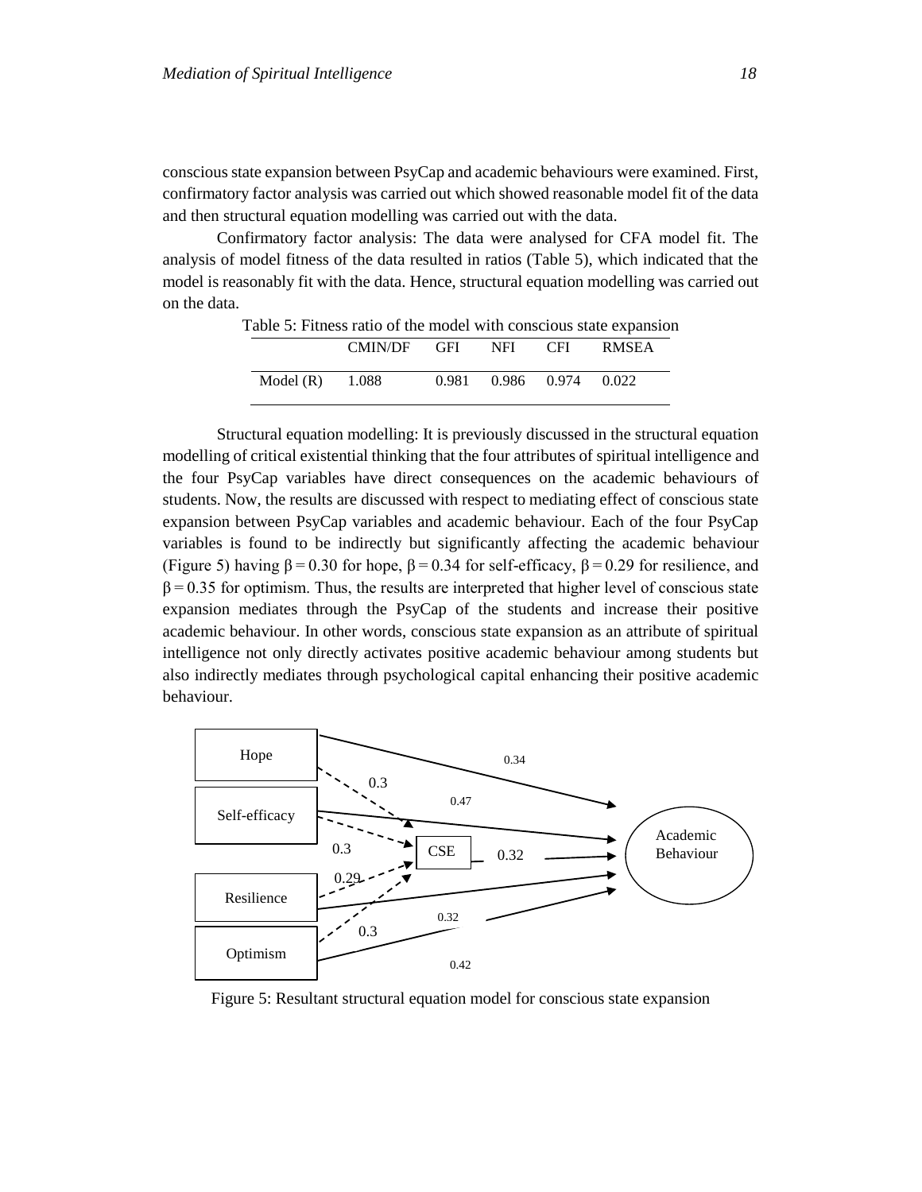conscious state expansion between PsyCap and academic behaviours were examined. First, confirmatory factor analysis was carried out which showed reasonable model fit of the data and then structural equation modelling was carried out with the data.

Confirmatory factor analysis: The data were analysed for CFA model fit. The analysis of model fitness of the data resulted in ratios (Table 5), which indicated that the model is reasonably fit with the data. Hence, structural equation modelling was carried out on the data.

Table 5: Fitness ratio of the model with conscious state expansion

| | CMIN/DF | GFI | NFI | CFI | RMSEA |
|---|---|---|---|---|---|
| Model (R) | 1.088 | 0.981 | 0.986 | 0.974 | 0.022 |

Structural equation modelling: It is previously discussed in the structural equation modelling of critical existential thinking that the four attributes of spiritual intelligence and the four PsyCap variables have direct consequences on the academic behaviours of students. Now, the results are discussed with respect to mediating effect of conscious state expansion between PsyCap variables and academic behaviour. Each of the four PsyCap variables is found to be indirectly but significantly affecting the academic behaviour (Figure 5) having $\beta = 0.30$ for hope, $\beta = 0.34$ for self-efficacy, $\beta = 0.29$ for resilience, and $\beta = 0.35$ for optimism. Thus, the results are interpreted that higher level of conscious state expansion mediates through the PsyCap of the students and increase their positive academic behaviour. In other words, conscious state expansion as an attribute of spiritual intelligence not only directly activates positive academic behaviour among students but also indirectly mediates through psychological capital enhancing their positive academic behaviour.

Figure 5: Resultant structural equation model for conscious state expansion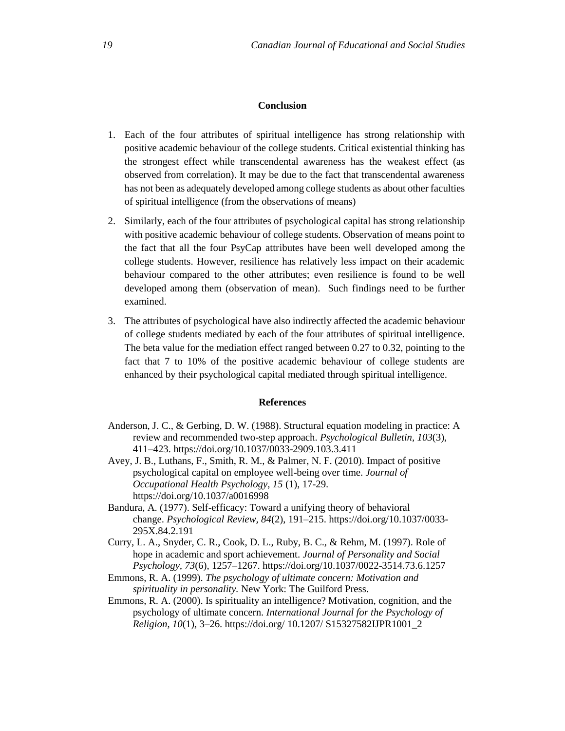## Conclusion

1. Each of the four attributes of spiritual intelligence has strong relationship with positive academic behaviour of the college students. Critical existential thinking has the strongest effect while transcendental awareness has the weakest effect (as observed from correlation). It may be due to the fact that transcendental awareness has not been as adequately developed among college students as about other faculties of spiritual intelligence (from the observations of means)

2. Similarly, each of the four attributes of psychological capital has strong relationship with positive academic behaviour of college students. Observation of means point to the fact that all the four PsyCap attributes have been well developed among the college students. However, resilience has relatively less impact on their academic behaviour compared to the other attributes; even resilience is found to be well developed among them (observation of mean). Such findings need to be further examined.

3. The attributes of psychological have also indirectly affected the academic behaviour of college students mediated by each of the four attributes of spiritual intelligence. The beta value for the mediation effect ranged between 0.27 to 0.32, pointing to the fact that 7 to 10% of the positive academic behaviour of college students are enhanced by their psychological capital mediated through spiritual intelligence.

## References

Anderson, J. C., & Gerbing, D. W. (1988). Structural equation modeling in practice: A review and recommended two-step approach. *Psychological Bulletin, 103*(3), 411–423. https://doi.org/10.1037/0033-2909.103.3.411

Avey, J. B., Luthans, F., Smith, R. M., & Palmer, N. F. (2010). Impact of positive psychological capital on employee well-being over time. *Journal of Occupational Health Psychology, 15* (1), 17-29. https://doi.org/10.1037/a0016998

Bandura, A. (1977). Self-efficacy: Toward a unifying theory of behavioral change. *Psychological Review, 84*(2), 191–215. https://doi.org/10.1037/0033-295X.84.2.191

Curry, L. A., Snyder, C. R., Cook, D. L., Ruby, B. C., & Rehm, M. (1997). Role of hope in academic and sport achievement. *Journal of Personality and Social Psychology, 73*(6), 1257–1267. https://doi.org/10.1037/0022-3514.73.6.1257

Emmons, R. A. (1999). *The psychology of ultimate concern: Motivation and spirituality in personality.* New York: The Guilford Press.

Emmons, R. A. (2000). Is spirituality an intelligence? Motivation, cognition, and the psychology of ultimate concern. *International Journal for the Psychology of Religion, 10*(1), 3–26. https://doi.org/ 10.1207/ S15327582IJPR1001_2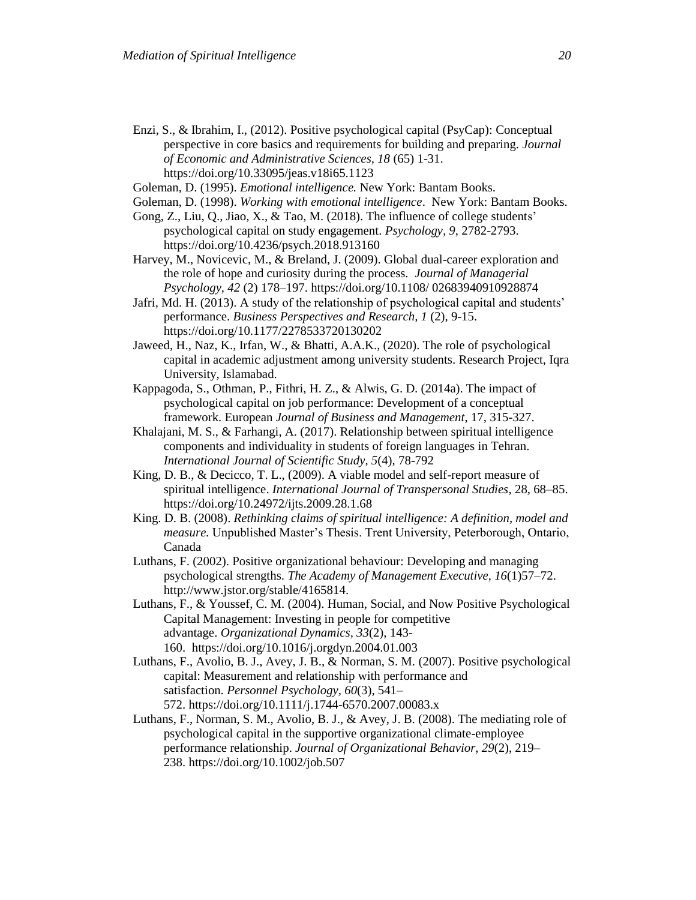Enzi, S., & Ibrahim, I., (2012). Positive psychological capital (PsyCap): Conceptual perspective in core basics and requirements for building and preparing. *Journal of Economic and Administrative Sciences*, *18* (65) 1-31. https://doi.org/10.33095/jeas.v18i65.1123

Goleman, D. (1995). *Emotional intelligence.* New York: Bantam Books.

Goleman, D. (1998). *Working with emotional intelligence*. New York: Bantam Books.

Gong, Z., Liu, Q., Jiao, X., & Tao, M. (2018). The influence of college students' psychological capital on study engagement. *Psychology*, *9*, 2782-2793. https://doi.org/10.4236/psych.2018.913160

Harvey, M., Novicevic, M., & Breland, J. (2009). Global dual-career exploration and the role of hope and curiosity during the process. *Journal of Managerial Psychology, 42* (2) 178–197. https://doi.org/10.1108/ 02683940910928874

Jafri, Md. H. (2013). A study of the relationship of psychological capital and students' performance. *Business Perspectives and Research, 1* (2), 9-15. https://doi.org/10.1177/2278533720130202

Jaweed, H., Naz, K., Irfan, W., & Bhatti, A.A.K., (2020). The role of psychological capital in academic adjustment among university students. Research Project, Iqra University, Islamabad.

Kappagoda, S., Othman, P., Fithri, H. Z., & Alwis, G. D. (2014a). The impact of psychological capital on job performance: Development of a conceptual framework. European *Journal of Business and Management*, 17, 315-327.

Khalajani, M. S., & Farhangi, A. (2017). Relationship between spiritual intelligence components and individuality in students of foreign languages in Tehran. *International Journal of Scientific Study, 5*(4), 78-792

King, D. B., & Decicco, T. L., (2009). A viable model and self-report measure of spiritual intelligence. *International Journal of Transpersonal Studies*, 28, 68–85. https://doi.org/10.24972/ijts.2009.28.1.68

King. D. B. (2008). *Rethinking claims of spiritual intelligence: A definition, model and measure.* Unpublished Master's Thesis. Trent University, Peterborough, Ontario, Canada

Luthans, F. (2002). Positive organizational behaviour: Developing and managing psychological strengths. *The Academy of Management Executive, 16*(1)57–72. http://www.jstor.org/stable/4165814.

Luthans, F., & Youssef, C. M. (2004). Human, Social, and Now Positive Psychological Capital Management: Investing in people for competitive advantage. *Organizational Dynamics*, *33*(2), 143-160. https://doi.org/10.1016/j.orgdyn.2004.01.003

Luthans, F., Avolio, B. J., Avey, J. B., & Norman, S. M. (2007). Positive psychological capital: Measurement and relationship with performance and satisfaction. *Personnel Psychology*, *60*(3), 541–572. https://doi.org/10.1111/j.1744-6570.2007.00083.x

Luthans, F., Norman, S. M., Avolio, B. J., & Avey, J. B. (2008). The mediating role of psychological capital in the supportive organizational climate-employee performance relationship. *Journal of Organizational Behavior*, *29*(2), 219–238. https://doi.org/10.1002/job.507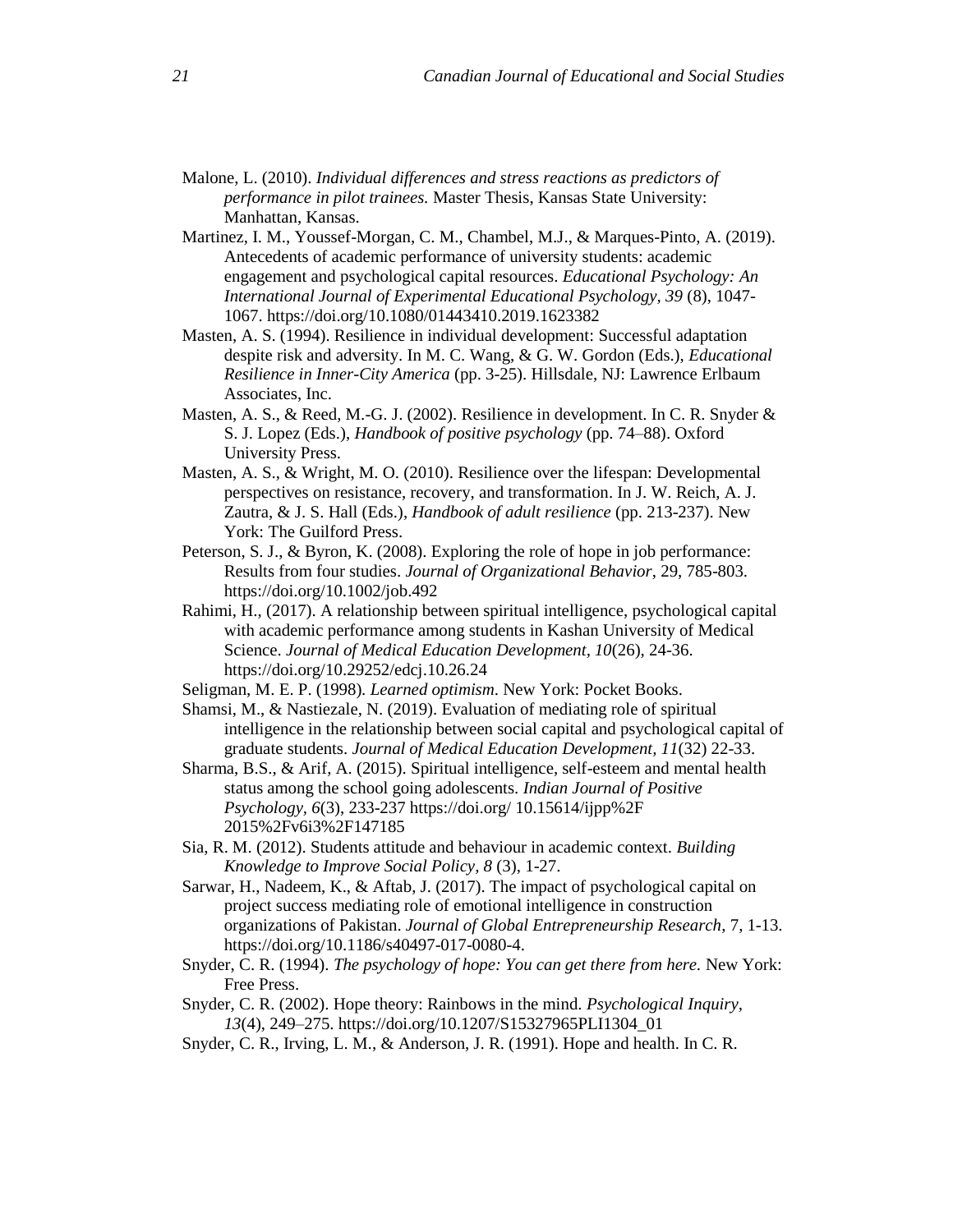Malone, L. (2010). *Individual differences and stress reactions as predictors of performance in pilot trainees.* Master Thesis, Kansas State University: Manhattan, Kansas.

Martinez, I. M., Youssef-Morgan, C. M., Chambel, M.J., & Marques-Pinto, A. (2019). Antecedents of academic performance of university students: academic engagement and psychological capital resources. *Educational Psychology: An International Journal of Experimental Educational Psychology, 39* (8), 1047-1067. https://doi.org/10.1080/01443410.2019.1623382

Masten, A. S. (1994). Resilience in individual development: Successful adaptation despite risk and adversity. In M. C. Wang, & G. W. Gordon (Eds.), *Educational Resilience in Inner-City America* (pp. 3-25). Hillsdale, NJ: Lawrence Erlbaum Associates, Inc.

Masten, A. S., & Reed, M.-G. J. (2002). Resilience in development. In C. R. Snyder & S. J. Lopez (Eds.), *Handbook of positive psychology* (pp. 74–88). Oxford University Press.

Masten, A. S., & Wright, M. O. (2010). Resilience over the lifespan: Developmental perspectives on resistance, recovery, and transformation. In J. W. Reich, A. J. Zautra, & J. S. Hall (Eds.), *Handbook of adult resilience* (pp. 213-237). New York: The Guilford Press.

Peterson, S. J., & Byron, K. (2008). Exploring the role of hope in job performance: Results from four studies. *Journal of Organizational Behavior*, 29, 785-803. https://doi.org/10.1002/job.492

Rahimi, H., (2017). A relationship between spiritual intelligence, psychological capital with academic performance among students in Kashan University of Medical Science. *Journal of Medical Education Development, 10*(26), 24-36. https://doi.org/10.29252/edcj.10.26.24

Seligman, M. E. P. (1998). *Learned optimism*. New York: Pocket Books.

Shamsi, M., & Nastiezale, N. (2019). Evaluation of mediating role of spiritual intelligence in the relationship between social capital and psychological capital of graduate students. *Journal of Medical Education Development, 11*(32) 22-33.

Sharma, B.S., & Arif, A. (2015). Spiritual intelligence, self-esteem and mental health status among the school going adolescents. *Indian Journal of Positive Psychology, 6*(3), 233-237 https://doi.org/ 10.15614/ijpp%2F 2015%2Fv6i3%2F147185

Sia, R. M. (2012). Students attitude and behaviour in academic context. *Building Knowledge to Improve Social Policy, 8* (3), 1-27.

Sarwar, H., Nadeem, K., & Aftab, J. (2017). The impact of psychological capital on project success mediating role of emotional intelligence in construction organizations of Pakistan. *Journal of Global Entrepreneurship Research*, 7, 1-13. https://doi.org/10.1186/s40497-017-0080-4.

Snyder, C. R. (1994). *The psychology of hope: You can get there from here.* New York: Free Press.

Snyder, C. R. (2002). Hope theory: Rainbows in the mind. *Psychological Inquiry, 13*(4), 249–275. https://doi.org/10.1207/S15327965PLI1304_01

Snyder, C. R., Irving, L. M., & Anderson, J. R. (1991). Hope and health. In C. R.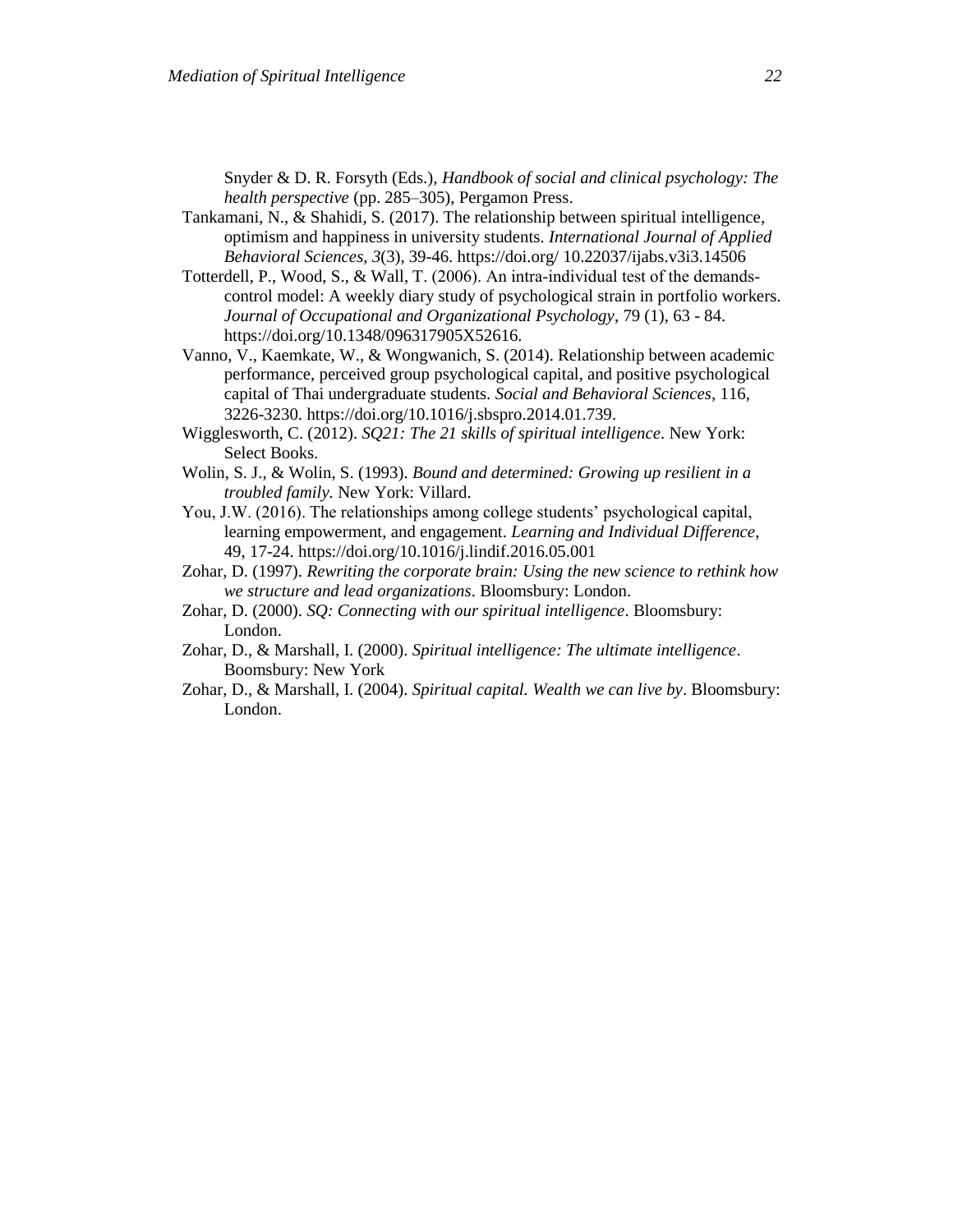Snyder & D. R. Forsyth (Eds.), *Handbook of social and clinical psychology: The health perspective* (pp. 285–305), Pergamon Press.

Tankamani, N., & Shahidi, S. (2017). The relationship between spiritual intelligence, optimism and happiness in university students. *International Journal of Applied Behavioral Sciences, 3*(3), 39-46. https://doi.org/ 10.22037/ijabs.v3i3.14506

Totterdell, P., Wood, S., & Wall, T. (2006). An intra-individual test of the demands-control model: A weekly diary study of psychological strain in portfolio workers. *Journal of Occupational and Organizational Psychology*, 79 (1), 63 - 84. https://doi.org/10.1348/096317905X52616.

Vanno, V., Kaemkate, W., & Wongwanich, S. (2014). Relationship between academic performance, perceived group psychological capital, and positive psychological capital of Thai undergraduate students. *Social and Behavioral Sciences*, 116, 3226-3230. https://doi.org/10.1016/j.sbspro.2014.01.739.

Wigglesworth, C. (2012). *SQ21: The 21 skills of spiritual intelligence*. New York: Select Books.

Wolin, S. J., & Wolin, S. (1993). *Bound and determined: Growing up resilient in a troubled family.* New York: Villard.

You, J.W. (2016). The relationships among college students' psychological capital, learning empowerment, and engagement. *Learning and Individual Difference*, 49, 17-24. https://doi.org/10.1016/j.lindif.2016.05.001

Zohar, D. (1997). *Rewriting the corporate brain: Using the new science to rethink how we structure and lead organizations*. Bloomsbury: London.

Zohar, D. (2000). *SQ: Connecting with our spiritual intelligence*. Bloomsbury: London.

Zohar, D., & Marshall, I. (2000). *Spiritual intelligence: The ultimate intelligence*. Boomsbury: New York

Zohar, D., & Marshall, I. (2004). *Spiritual capital. Wealth we can live by*. Bloomsbury: London.